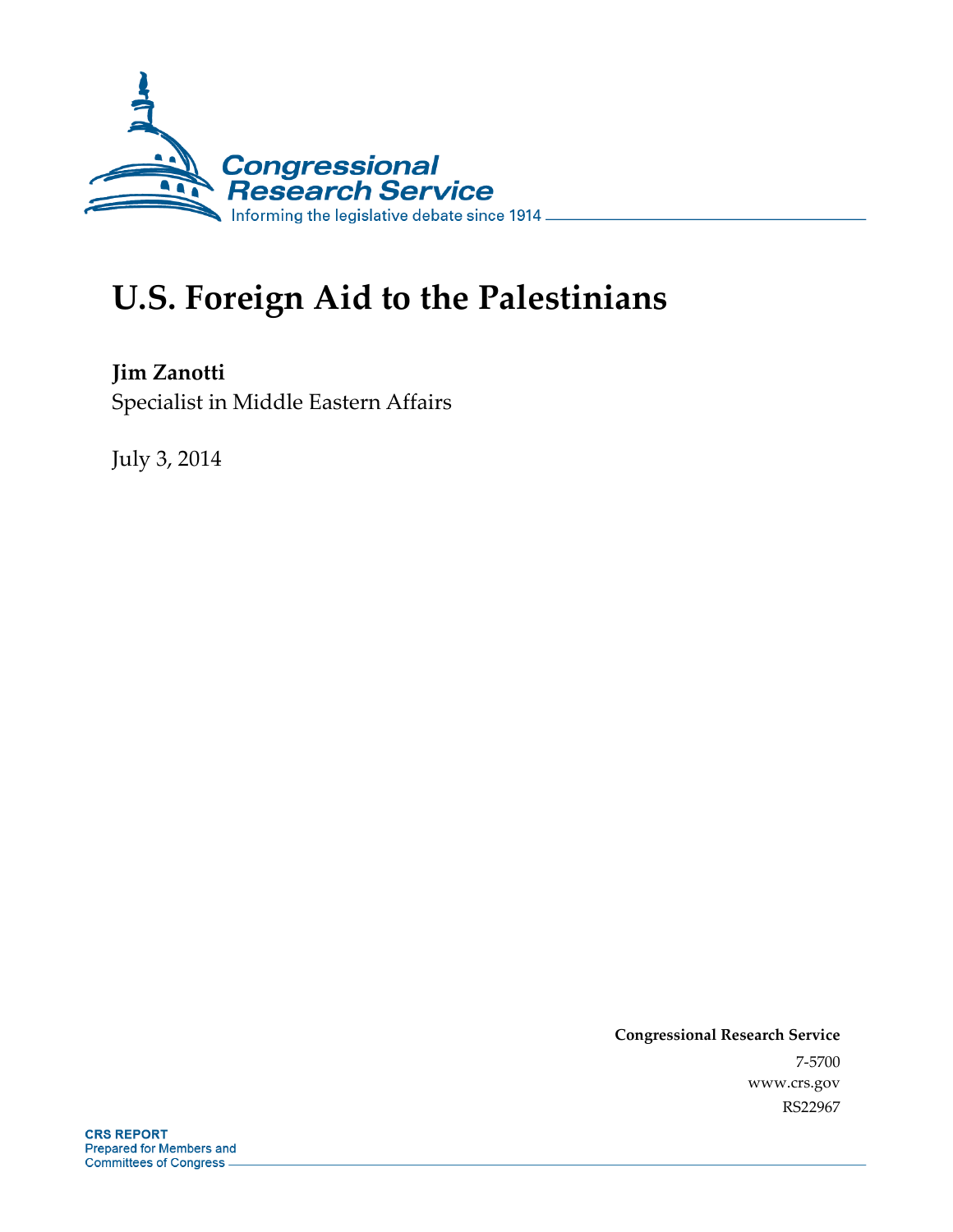Congressional Research Service

Informing the legislative debate since 1914

# U.S. Foreign Aid to the Palestinians

**Jim Zanotti**

Specialist in Middle Eastern Affairs

July 3, 2014

**Congressional Research Service**

7-5700

www.crs.gov

RS22967

**CRS REPORT**

Prepared for Members and Committees of Congress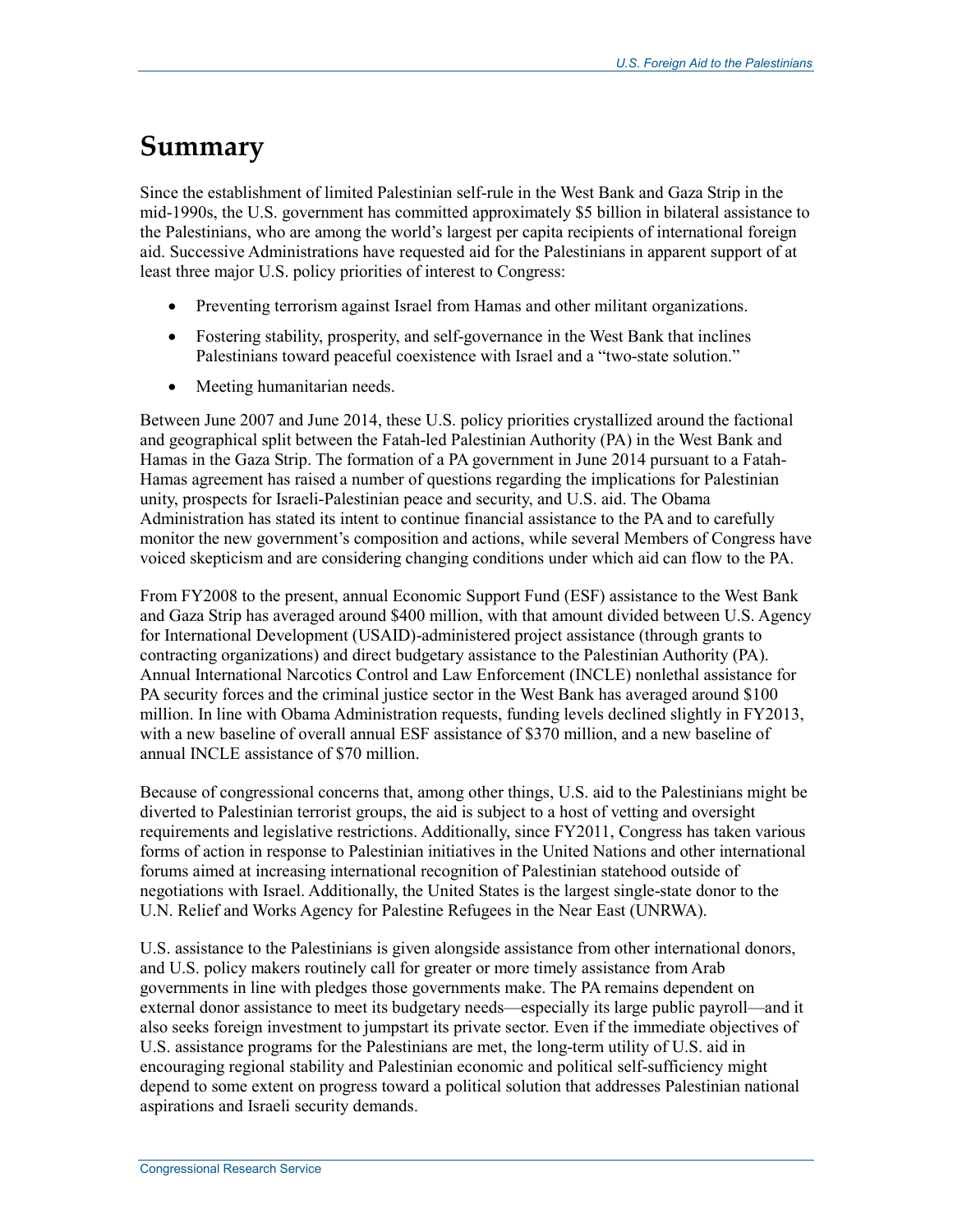# Summary

Since the establishment of limited Palestinian self-rule in the West Bank and Gaza Strip in the mid-1990s, the U.S. government has committed approximately $5 billion in bilateral assistance to the Palestinians, who are among the world's largest per capita recipients of international foreign aid. Successive Administrations have requested aid for the Palestinians in apparent support of at least three major U.S. policy priorities of interest to Congress:

- Preventing terrorism against Israel from Hamas and other militant organizations.
- Fostering stability, prosperity, and self-governance in the West Bank that inclines Palestinians toward peaceful coexistence with Israel and a "two-state solution."
- Meeting humanitarian needs.

Between June 2007 and June 2014, these U.S. policy priorities crystallized around the factional and geographical split between the Fatah-led Palestinian Authority (PA) in the West Bank and Hamas in the Gaza Strip. The formation of a PA government in June 2014 pursuant to a Fatah-Hamas agreement has raised a number of questions regarding the implications for Palestinian unity, prospects for Israeli-Palestinian peace and security, and U.S. aid. The Obama Administration has stated its intent to continue financial assistance to the PA and to carefully monitor the new government's composition and actions, while several Members of Congress have voiced skepticism and are considering changing conditions under which aid can flow to the PA.

From FY2008 to the present, annual Economic Support Fund (ESF) assistance to the West Bank and Gaza Strip has averaged around $400 million, with that amount divided between U.S. Agency for International Development (USAID)-administered project assistance (through grants to contracting organizations) and direct budgetary assistance to the Palestinian Authority (PA). Annual International Narcotics Control and Law Enforcement (INCLE) nonlethal assistance for PA security forces and the criminal justice sector in the West Bank has averaged around $100 million. In line with Obama Administration requests, funding levels declined slightly in FY2013, with a new baseline of overall annual ESF assistance of $370 million, and a new baseline of annual INCLE assistance of $70 million.

Because of congressional concerns that, among other things, U.S. aid to the Palestinians might be diverted to Palestinian terrorist groups, the aid is subject to a host of vetting and oversight requirements and legislative restrictions. Additionally, since FY2011, Congress has taken various forms of action in response to Palestinian initiatives in the United Nations and other international forums aimed at increasing international recognition of Palestinian statehood outside of negotiations with Israel. Additionally, the United States is the largest single-state donor to the U.N. Relief and Works Agency for Palestine Refugees in the Near East (UNRWA).

U.S. assistance to the Palestinians is given alongside assistance from other international donors, and U.S. policy makers routinely call for greater or more timely assistance from Arab governments in line with pledges those governments make. The PA remains dependent on external donor assistance to meet its budgetary needs—especially its large public payroll—and it also seeks foreign investment to jumpstart its private sector. Even if the immediate objectives of U.S. assistance programs for the Palestinians are met, the long-term utility of U.S. aid in encouraging regional stability and Palestinian economic and political self-sufficiency might depend to some extent on progress toward a political solution that addresses Palestinian national aspirations and Israeli security demands.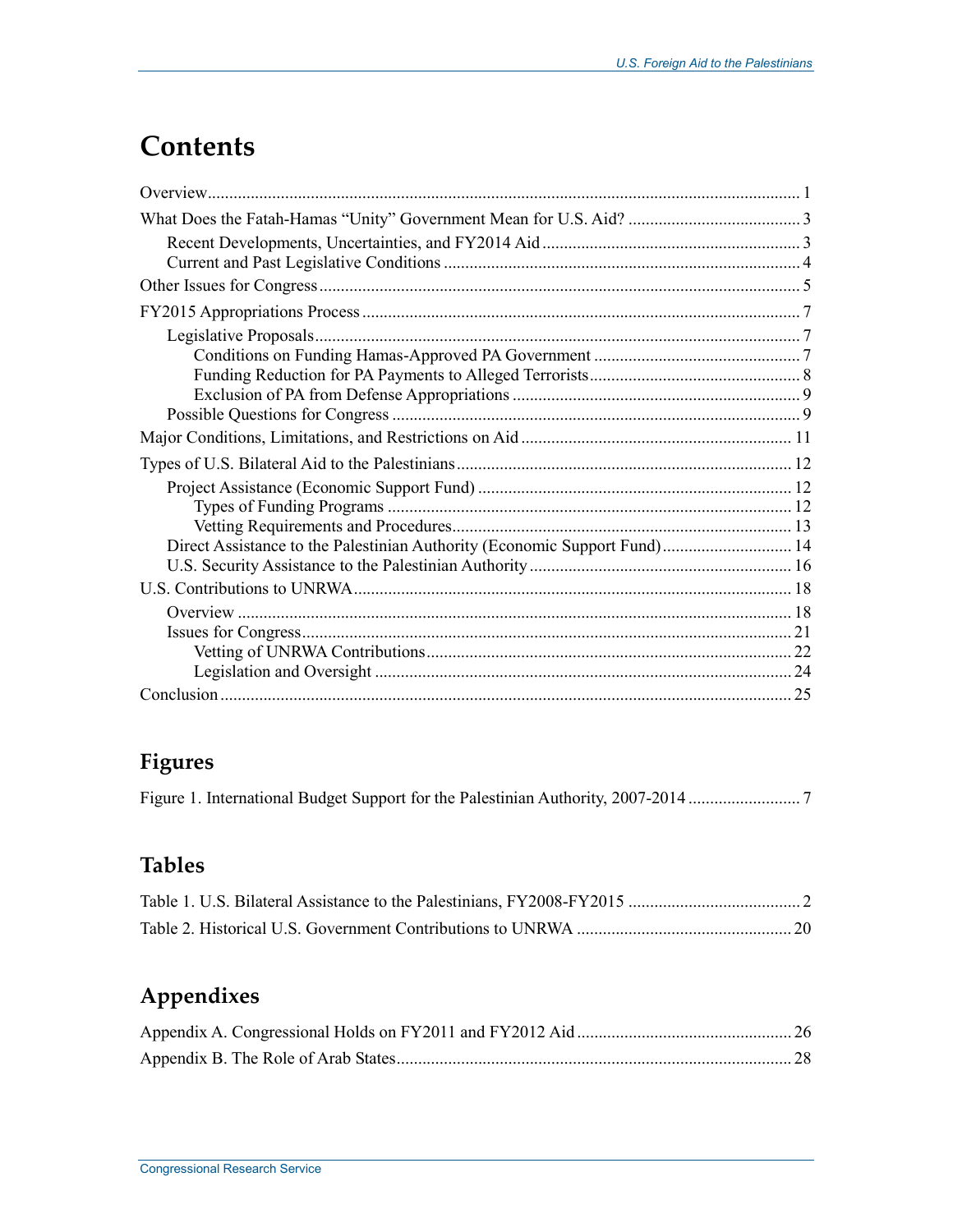# Contents

Overview ..... 1

What Does the Fatah-Hamas "Unity" Government Mean for U.S. Aid? ..... 3

- Recent Developments, Uncertainties, and FY2014 Aid ..... 3
- Current and Past Legislative Conditions ..... 4

Other Issues for Congress ..... 5

FY2015 Appropriations Process ..... 7

- Legislative Proposals ..... 7
  - Conditions on Funding Hamas-Approved PA Government ..... 7
  - Funding Reduction for PA Payments to Alleged Terrorists ..... 8
  - Exclusion of PA from Defense Appropriations ..... 9
- Possible Questions for Congress ..... 9

Major Conditions, Limitations, and Restrictions on Aid ..... 11

Types of U.S. Bilateral Aid to the Palestinians ..... 12

- Project Assistance (Economic Support Fund) ..... 12
  - Types of Funding Programs ..... 12
  - Vetting Requirements and Procedures ..... 13
- Direct Assistance to the Palestinian Authority (Economic Support Fund) ..... 14
- U.S. Security Assistance to the Palestinian Authority ..... 16

U.S. Contributions to UNRWA ..... 18

- Overview ..... 18
- Issues for Congress ..... 21
  - Vetting of UNRWA Contributions ..... 22
  - Legislation and Oversight ..... 24

Conclusion ..... 25

## Figures

Figure 1. International Budget Support for the Palestinian Authority, 2007-2014 ..... 7

## Tables

Table 1. U.S. Bilateral Assistance to the Palestinians, FY2008-FY2015 ..... 2

Table 2. Historical U.S. Government Contributions to UNRWA ..... 20

## Appendixes

Appendix A. Congressional Holds on FY2011 and FY2012 Aid ..... 26

Appendix B. The Role of Arab States ..... 28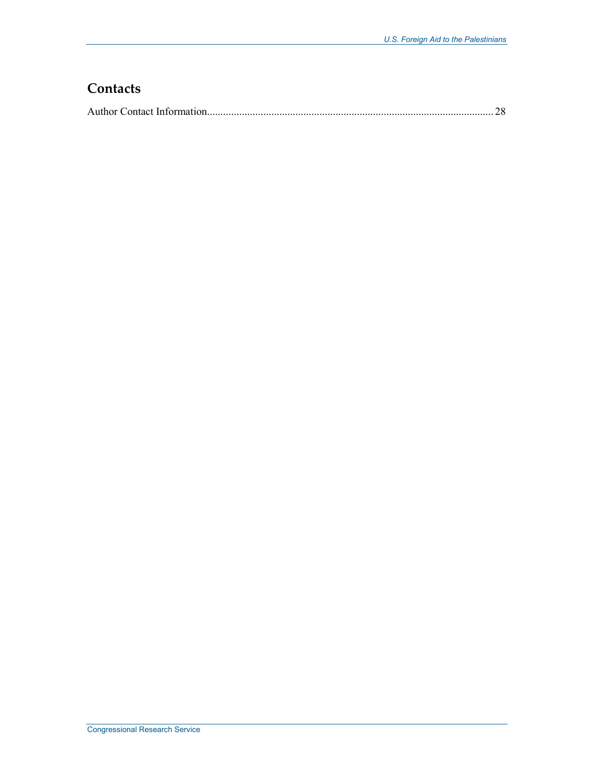## Contacts

Author Contact Information........................................................................................................... 28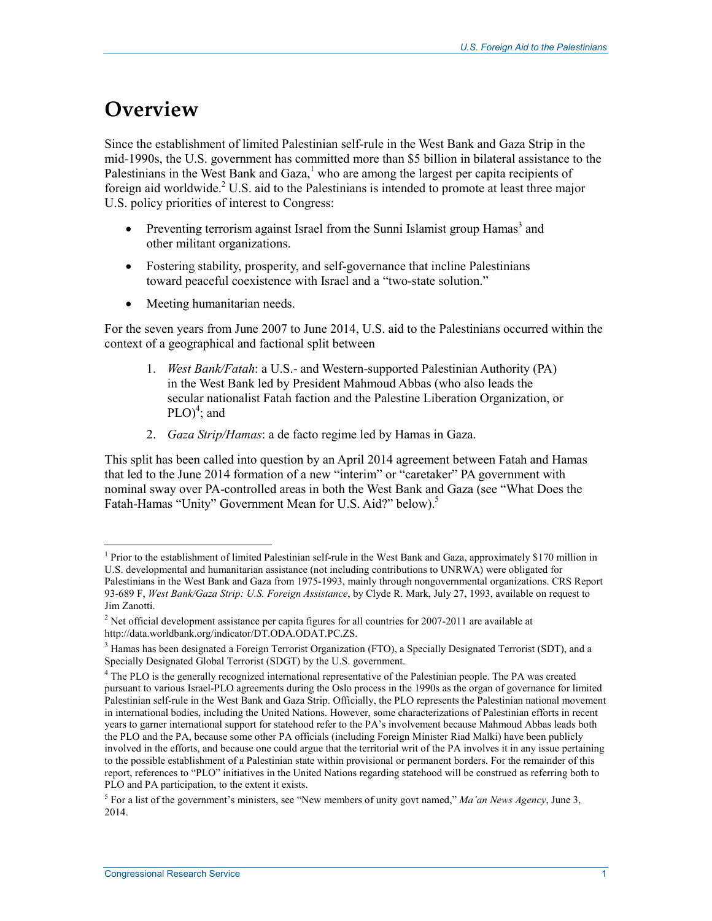# Overview

Since the establishment of limited Palestinian self-rule in the West Bank and Gaza Strip in the mid-1990s, the U.S. government has committed more than $5 billion in bilateral assistance to the Palestinians in the West Bank and Gaza,[1] who are among the largest per capita recipients of foreign aid worldwide.[2] U.S. aid to the Palestinians is intended to promote at least three major U.S. policy priorities of interest to Congress:

- Preventing terrorism against Israel from the Sunni Islamist group Hamas[3] and other militant organizations.
- Fostering stability, prosperity, and self-governance that incline Palestinians toward peaceful coexistence with Israel and a "two-state solution."
- Meeting humanitarian needs.

For the seven years from June 2007 to June 2014, U.S. aid to the Palestinians occurred within the context of a geographical and factional split between

1. *West Bank/Fatah*: a U.S.- and Western-supported Palestinian Authority (PA) in the West Bank led by President Mahmoud Abbas (who also leads the secular nationalist Fatah faction and the Palestine Liberation Organization, or PLO)[4]; and
2. *Gaza Strip/Hamas*: a de facto regime led by Hamas in Gaza.

This split has been called into question by an April 2014 agreement between Fatah and Hamas that led to the June 2014 formation of a new "interim" or "caretaker" PA government with nominal sway over PA-controlled areas in both the West Bank and Gaza (see "What Does the Fatah-Hamas "Unity" Government Mean for U.S. Aid?" below).[5]

---

[1] Prior to the establishment of limited Palestinian self-rule in the West Bank and Gaza, approximately $170 million in U.S. developmental and humanitarian assistance (not including contributions to UNRWA) were obligated for Palestinians in the West Bank and Gaza from 1975-1993, mainly through nongovernmental organizations. CRS Report 93-689 F, *West Bank/Gaza Strip: U.S. Foreign Assistance*, by Clyde R. Mark, July 27, 1993, available on request to Jim Zanotti.

[2] Net official development assistance per capita figures for all countries for 2007-2011 are available at http://data.worldbank.org/indicator/DT.ODA.ODAT.PC.ZS.

[3] Hamas has been designated a Foreign Terrorist Organization (FTO), a Specially Designated Terrorist (SDT), and a Specially Designated Global Terrorist (SDGT) by the U.S. government.

[4] The PLO is the generally recognized international representative of the Palestinian people. The PA was created pursuant to various Israel-PLO agreements during the Oslo process in the 1990s as the organ of governance for limited Palestinian self-rule in the West Bank and Gaza Strip. Officially, the PLO represents the Palestinian national movement in international bodies, including the United Nations. However, some characterizations of Palestinian efforts in recent years to garner international support for statehood refer to the PA's involvement because Mahmoud Abbas leads both the PLO and the PA, because some other PA officials (including Foreign Minister Riad Malki) have been publicly involved in the efforts, and because one could argue that the territorial writ of the PA involves it in any issue pertaining to the possible establishment of a Palestinian state within provisional or permanent borders. For the remainder of this report, references to "PLO" initiatives in the United Nations regarding statehood will be construed as referring both to PLO and PA participation, to the extent it exists.

[5] For a list of the government's ministers, see "New members of unity govt named," *Ma'an News Agency*, June 3, 2014.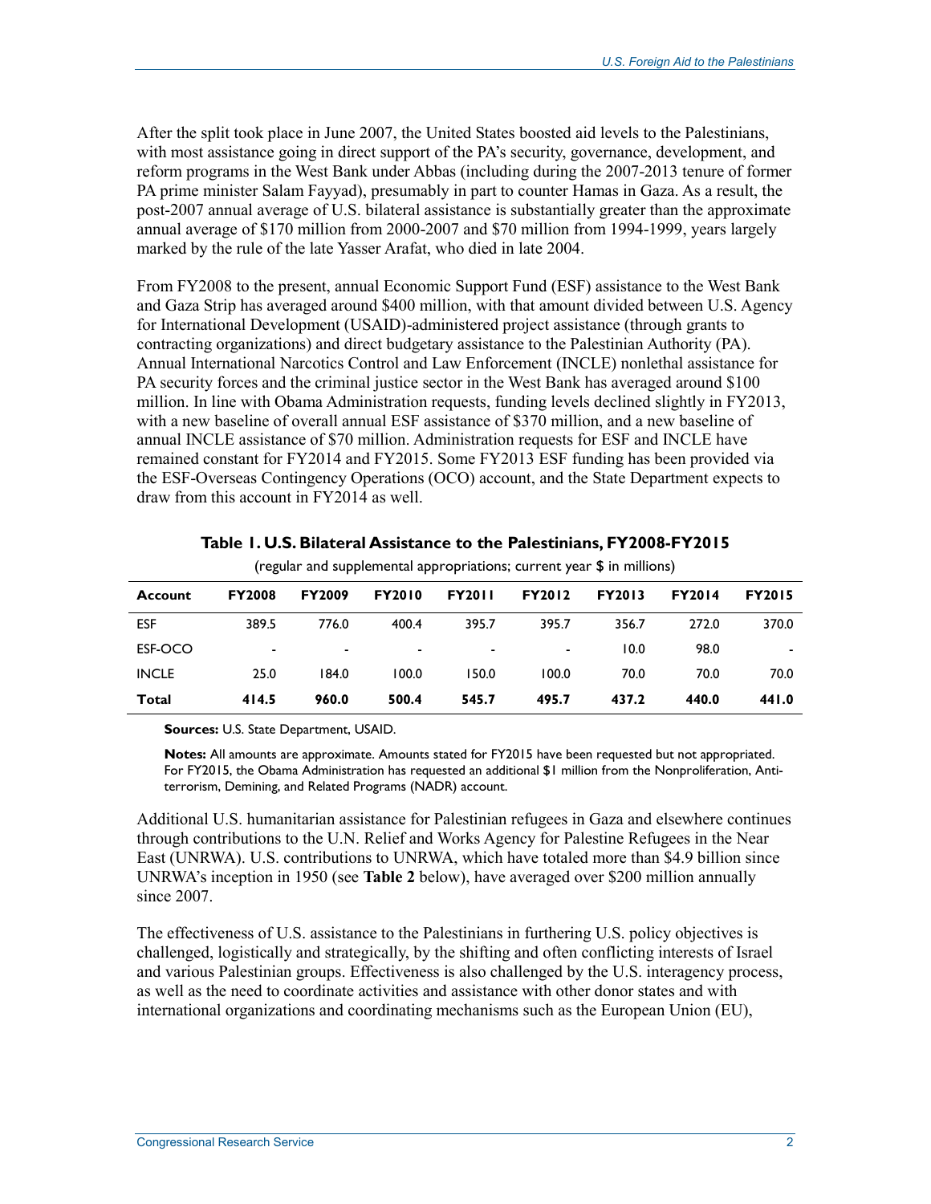After the split took place in June 2007, the United States boosted aid levels to the Palestinians, with most assistance going in direct support of the PA's security, governance, development, and reform programs in the West Bank under Abbas (including during the 2007-2013 tenure of former PA prime minister Salam Fayyad), presumably in part to counter Hamas in Gaza. As a result, the post-2007 annual average of U.S. bilateral assistance is substantially greater than the approximate annual average of $170 million from 2000-2007 and $70 million from 1994-1999, years largely marked by the rule of the late Yasser Arafat, who died in late 2004.

From FY2008 to the present, annual Economic Support Fund (ESF) assistance to the West Bank and Gaza Strip has averaged around $400 million, with that amount divided between U.S. Agency for International Development (USAID)-administered project assistance (through grants to contracting organizations) and direct budgetary assistance to the Palestinian Authority (PA). Annual International Narcotics Control and Law Enforcement (INCLE) nonlethal assistance for PA security forces and the criminal justice sector in the West Bank has averaged around $100 million. In line with Obama Administration requests, funding levels declined slightly in FY2013, with a new baseline of overall annual ESF assistance of $370 million, and a new baseline of annual INCLE assistance of $70 million. Administration requests for ESF and INCLE have remained constant for FY2014 and FY2015. Some FY2013 ESF funding has been provided via the ESF-Overseas Contingency Operations (OCO) account, and the State Department expects to draw from this account in FY2014 as well.

**Table 1. U.S. Bilateral Assistance to the Palestinians, FY2008-FY2015**

(regular and supplemental appropriations; current year $ in millions)

| Account | FY2008 | FY2009 | FY2010 | FY2011 | FY2012 | FY2013 | FY2014 | FY2015 |
|---|---|---|---|---|---|---|---|---|
| ESF | 389.5 | 776.0 | 400.4 | 395.7 | 395.7 | 356.7 | 272.0 | 370.0 |
| ESF-OCO | - | - | - | - | - | 10.0 | 98.0 | - |
| INCLE | 25.0 | 184.0 | 100.0 | 150.0 | 100.0 | 70.0 | 70.0 | 70.0 |
| **Total** | **414.5** | **960.0** | **500.4** | **545.7** | **495.7** | **437.2** | **440.0** | **441.0** |

**Sources:** U.S. State Department, USAID.

**Notes:** All amounts are approximate. Amounts stated for FY2015 have been requested but not appropriated. For FY2015, the Obama Administration has requested an additional $1 million from the Nonproliferation, Anti-terrorism, Demining, and Related Programs (NADR) account.

Additional U.S. humanitarian assistance for Palestinian refugees in Gaza and elsewhere continues through contributions to the U.N. Relief and Works Agency for Palestine Refugees in the Near East (UNRWA). U.S. contributions to UNRWA, which have totaled more than $4.9 billion since UNRWA's inception in 1950 (see **Table 2** below), have averaged over $200 million annually since 2007.

The effectiveness of U.S. assistance to the Palestinians in furthering U.S. policy objectives is challenged, logistically and strategically, by the shifting and often conflicting interests of Israel and various Palestinian groups. Effectiveness is also challenged by the U.S. interagency process, as well as the need to coordinate activities and assistance with other donor states and with international organizations and coordinating mechanisms such as the European Union (EU),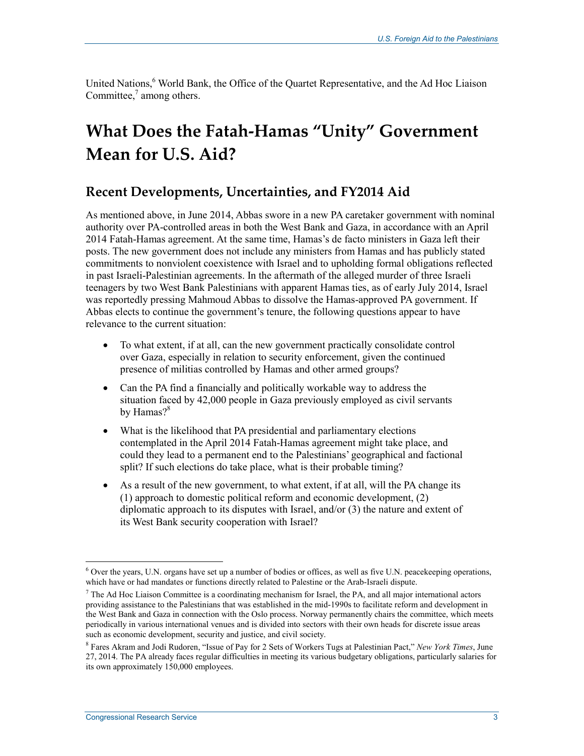United Nations,[6] World Bank, the Office of the Quartet Representative, and the Ad Hoc Liaison Committee,[7] among others.

# What Does the Fatah-Hamas "Unity" Government Mean for U.S. Aid?

## Recent Developments, Uncertainties, and FY2014 Aid

As mentioned above, in June 2014, Abbas swore in a new PA caretaker government with nominal authority over PA-controlled areas in both the West Bank and Gaza, in accordance with an April 2014 Fatah-Hamas agreement. At the same time, Hamas's de facto ministers in Gaza left their posts. The new government does not include any ministers from Hamas and has publicly stated commitments to nonviolent coexistence with Israel and to upholding formal obligations reflected in past Israeli-Palestinian agreements. In the aftermath of the alleged murder of three Israeli teenagers by two West Bank Palestinians with apparent Hamas ties, as of early July 2014, Israel was reportedly pressing Mahmoud Abbas to dissolve the Hamas-approved PA government. If Abbas elects to continue the government's tenure, the following questions appear to have relevance to the current situation:

- To what extent, if at all, can the new government practically consolidate control over Gaza, especially in relation to security enforcement, given the continued presence of militias controlled by Hamas and other armed groups?
- Can the PA find a financially and politically workable way to address the situation faced by 42,000 people in Gaza previously employed as civil servants by Hamas?[8]
- What is the likelihood that PA presidential and parliamentary elections contemplated in the April 2014 Fatah-Hamas agreement might take place, and could they lead to a permanent end to the Palestinians' geographical and factional split? If such elections do take place, what is their probable timing?
- As a result of the new government, to what extent, if at all, will the PA change its (1) approach to domestic political reform and economic development, (2) diplomatic approach to its disputes with Israel, and/or (3) the nature and extent of its West Bank security cooperation with Israel?

---

[6] Over the years, U.N. organs have set up a number of bodies or offices, as well as five U.N. peacekeeping operations, which have or had mandates or functions directly related to Palestine or the Arab-Israeli dispute.

[7] The Ad Hoc Liaison Committee is a coordinating mechanism for Israel, the PA, and all major international actors providing assistance to the Palestinians that was established in the mid-1990s to facilitate reform and development in the West Bank and Gaza in connection with the Oslo process. Norway permanently chairs the committee, which meets periodically in various international venues and is divided into sectors with their own heads for discrete issue areas such as economic development, security and justice, and civil society.

[8] Fares Akram and Jodi Rudoren, "Issue of Pay for 2 Sets of Workers Tugs at Palestinian Pact," *New York Times*, June 27, 2014. The PA already faces regular difficulties in meeting its various budgetary obligations, particularly salaries for its own approximately 150,000 employees.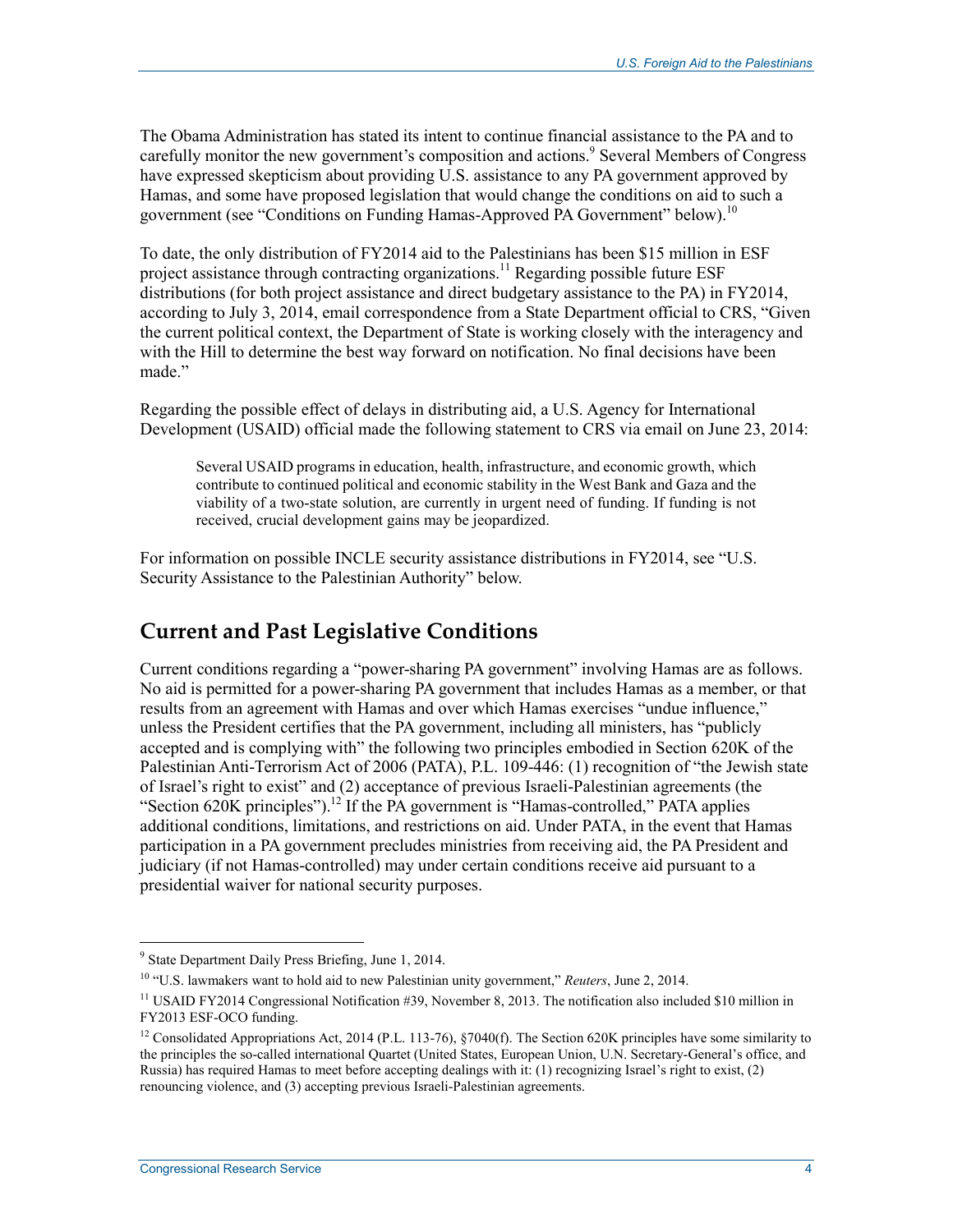The Obama Administration has stated its intent to continue financial assistance to the PA and to carefully monitor the new government's composition and actions.[9] Several Members of Congress have expressed skepticism about providing U.S. assistance to any PA government approved by Hamas, and some have proposed legislation that would change the conditions on aid to such a government (see "Conditions on Funding Hamas-Approved PA Government" below).[10]

To date, the only distribution of FY2014 aid to the Palestinians has been $15 million in ESF project assistance through contracting organizations.[11] Regarding possible future ESF distributions (for both project assistance and direct budgetary assistance to the PA) in FY2014, according to July 3, 2014, email correspondence from a State Department official to CRS, "Given the current political context, the Department of State is working closely with the interagency and with the Hill to determine the best way forward on notification. No final decisions have been made."

Regarding the possible effect of delays in distributing aid, a U.S. Agency for International Development (USAID) official made the following statement to CRS via email on June 23, 2014:

> Several USAID programs in education, health, infrastructure, and economic growth, which contribute to continued political and economic stability in the West Bank and Gaza and the viability of a two-state solution, are currently in urgent need of funding. If funding is not received, crucial development gains may be jeopardized.

For information on possible INCLE security assistance distributions in FY2014, see "U.S. Security Assistance to the Palestinian Authority" below.

## Current and Past Legislative Conditions

Current conditions regarding a "power-sharing PA government" involving Hamas are as follows. No aid is permitted for a power-sharing PA government that includes Hamas as a member, or that results from an agreement with Hamas and over which Hamas exercises "undue influence," unless the President certifies that the PA government, including all ministers, has "publicly accepted and is complying with" the following two principles embodied in Section 620K of the Palestinian Anti-Terrorism Act of 2006 (PATA), P.L. 109-446: (1) recognition of "the Jewish state of Israel's right to exist" and (2) acceptance of previous Israeli-Palestinian agreements (the "Section 620K principles").[12] If the PA government is "Hamas-controlled," PATA applies additional conditions, limitations, and restrictions on aid. Under PATA, in the event that Hamas participation in a PA government precludes ministries from receiving aid, the PA President and judiciary (if not Hamas-controlled) may under certain conditions receive aid pursuant to a presidential waiver for national security purposes.

---

[9] State Department Daily Press Briefing, June 1, 2014.

[10] "U.S. lawmakers want to hold aid to new Palestinian unity government," *Reuters*, June 2, 2014.

[11] USAID FY2014 Congressional Notification #39, November 8, 2013. The notification also included $10 million in FY2013 ESF-OCO funding.

[12] Consolidated Appropriations Act, 2014 (P.L. 113-76), §7040(f). The Section 620K principles have some similarity to the principles the so-called international Quartet (United States, European Union, U.N. Secretary-General's office, and Russia) has required Hamas to meet before accepting dealings with it: (1) recognizing Israel's right to exist, (2) renouncing violence, and (3) accepting previous Israeli-Palestinian agreements.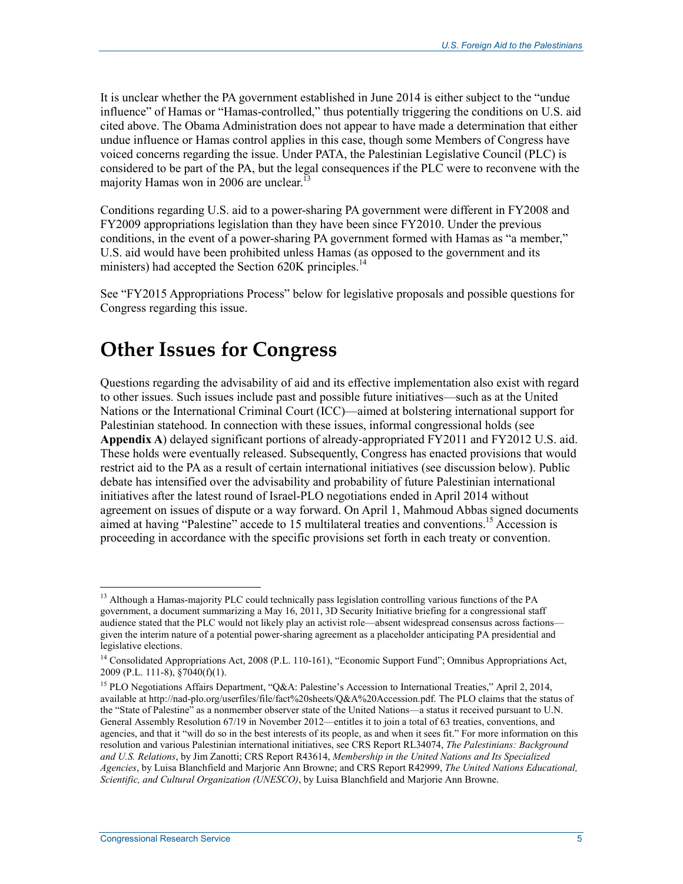It is unclear whether the PA government established in June 2014 is either subject to the "undue influence" of Hamas or "Hamas-controlled," thus potentially triggering the conditions on U.S. aid cited above. The Obama Administration does not appear to have made a determination that either undue influence or Hamas control applies in this case, though some Members of Congress have voiced concerns regarding the issue. Under PATA, the Palestinian Legislative Council (PLC) is considered to be part of the PA, but the legal consequences if the PLC were to reconvene with the majority Hamas won in 2006 are unclear.[13]

Conditions regarding U.S. aid to a power-sharing PA government were different in FY2008 and FY2009 appropriations legislation than they have been since FY2010. Under the previous conditions, in the event of a power-sharing PA government formed with Hamas as "a member," U.S. aid would have been prohibited unless Hamas (as opposed to the government and its ministers) had accepted the Section 620K principles.[14]

See "FY2015 Appropriations Process" below for legislative proposals and possible questions for Congress regarding this issue.

# Other Issues for Congress

Questions regarding the advisability of aid and its effective implementation also exist with regard to other issues. Such issues include past and possible future initiatives—such as at the United Nations or the International Criminal Court (ICC)—aimed at bolstering international support for Palestinian statehood. In connection with these issues, informal congressional holds (see **Appendix A**) delayed significant portions of already-appropriated FY2011 and FY2012 U.S. aid. These holds were eventually released. Subsequently, Congress has enacted provisions that would restrict aid to the PA as a result of certain international initiatives (see discussion below). Public debate has intensified over the advisability and probability of future Palestinian international initiatives after the latest round of Israel-PLO negotiations ended in April 2014 without agreement on issues of dispute or a way forward. On April 1, Mahmoud Abbas signed documents aimed at having "Palestine" accede to 15 multilateral treaties and conventions.[15] Accession is proceeding in accordance with the specific provisions set forth in each treaty or convention.

---

[13] Although a Hamas-majority PLC could technically pass legislation controlling various functions of the PA government, a document summarizing a May 16, 2011, 3D Security Initiative briefing for a congressional staff audience stated that the PLC would not likely play an activist role—absent widespread consensus across factions—given the interim nature of a potential power-sharing agreement as a placeholder anticipating PA presidential and legislative elections.

[14] Consolidated Appropriations Act, 2008 (P.L. 110-161), "Economic Support Fund"; Omnibus Appropriations Act, 2009 (P.L. 111-8), §7040(f)(1).

[15] PLO Negotiations Affairs Department, "Q&A: Palestine's Accession to International Treaties," April 2, 2014, available at http://nad-plo.org/userfiles/file/fact%20sheets/Q&A%20Accession.pdf. The PLO claims that the status of the "State of Palestine" as a nonmember observer state of the United Nations—a status it received pursuant to U.N. General Assembly Resolution 67/19 in November 2012—entitles it to join a total of 63 treaties, conventions, and agencies, and that it "will do so in the best interests of its people, as and when it sees fit." For more information on this resolution and various Palestinian international initiatives, see CRS Report RL34074, *The Palestinians: Background and U.S. Relations*, by Jim Zanotti; CRS Report R43614, *Membership in the United Nations and Its Specialized Agencies*, by Luisa Blanchfield and Marjorie Ann Browne; and CRS Report R42999, *The United Nations Educational, Scientific, and Cultural Organization (UNESCO)*, by Luisa Blanchfield and Marjorie Ann Browne.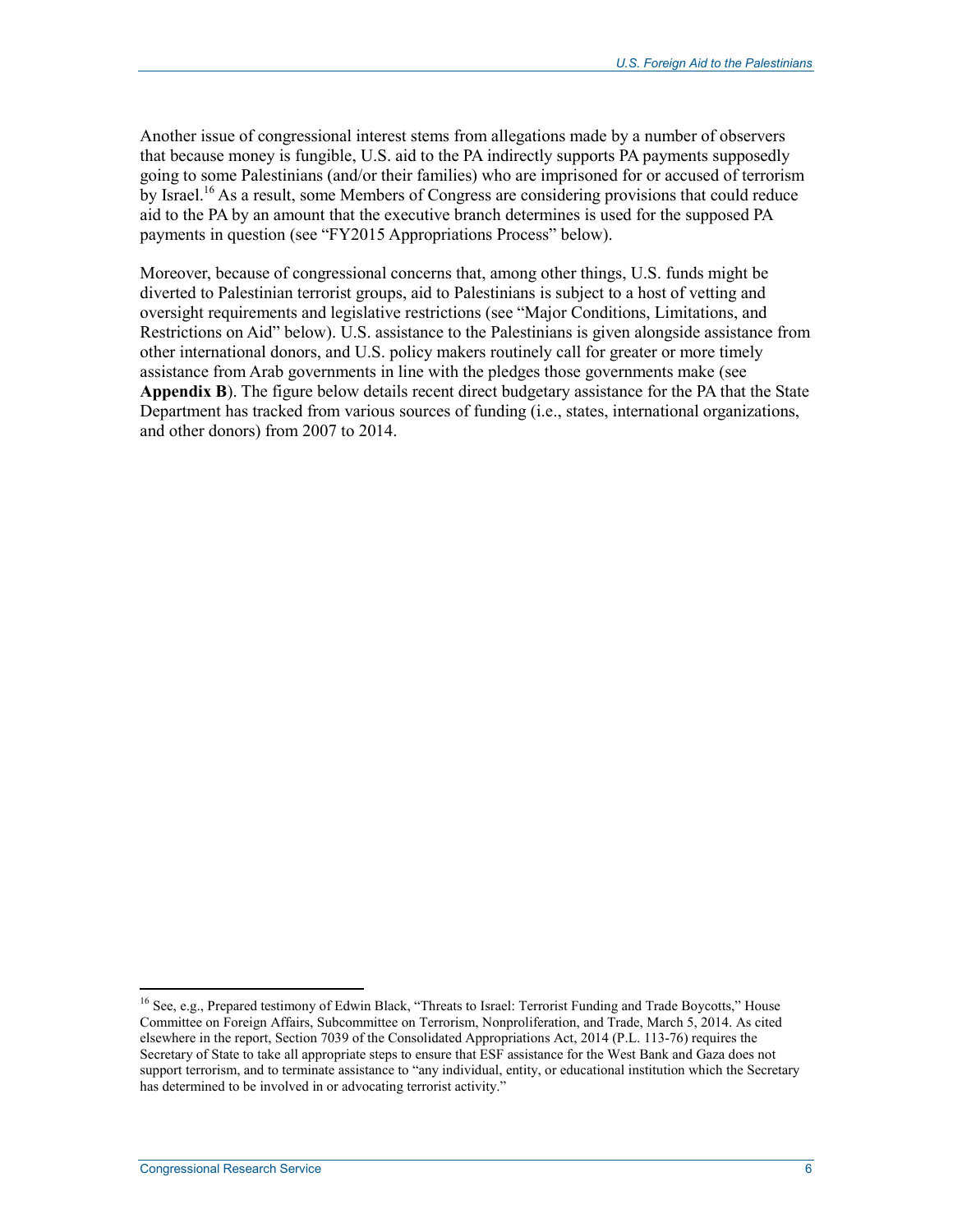Another issue of congressional interest stems from allegations made by a number of observers that because money is fungible, U.S. aid to the PA indirectly supports PA payments supposedly going to some Palestinians (and/or their families) who are imprisoned for or accused of terrorism by Israel.[16] As a result, some Members of Congress are considering provisions that could reduce aid to the PA by an amount that the executive branch determines is used for the supposed PA payments in question (see "FY2015 Appropriations Process" below).

Moreover, because of congressional concerns that, among other things, U.S. funds might be diverted to Palestinian terrorist groups, aid to Palestinians is subject to a host of vetting and oversight requirements and legislative restrictions (see "Major Conditions, Limitations, and Restrictions on Aid" below). U.S. assistance to the Palestinians is given alongside assistance from other international donors, and U.S. policy makers routinely call for greater or more timely assistance from Arab governments in line with the pledges those governments make (see **Appendix B**). The figure below details recent direct budgetary assistance for the PA that the State Department has tracked from various sources of funding (i.e., states, international organizations, and other donors) from 2007 to 2014.

[16] See, e.g., Prepared testimony of Edwin Black, "Threats to Israel: Terrorist Funding and Trade Boycotts," House Committee on Foreign Affairs, Subcommittee on Terrorism, Nonproliferation, and Trade, March 5, 2014. As cited elsewhere in the report, Section 7039 of the Consolidated Appropriations Act, 2014 (P.L. 113-76) requires the Secretary of State to take all appropriate steps to ensure that ESF assistance for the West Bank and Gaza does not support terrorism, and to terminate assistance to "any individual, entity, or educational institution which the Secretary has determined to be involved in or advocating terrorist activity."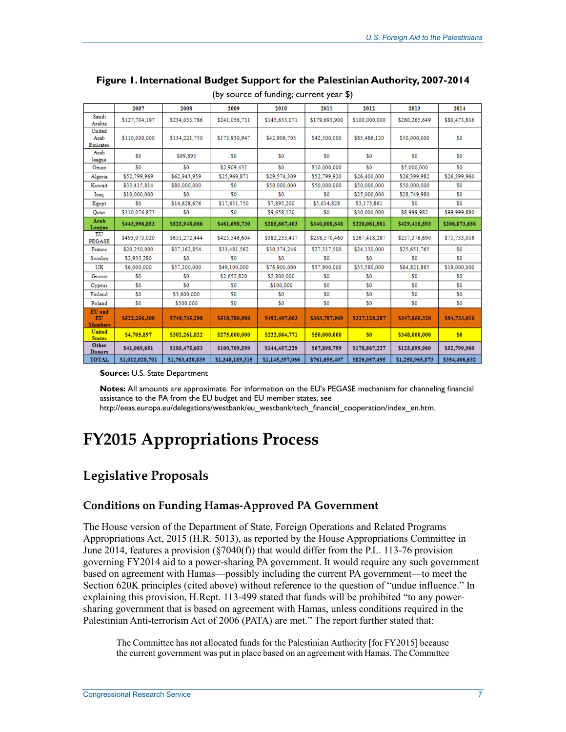**Figure 1. International Budget Support for the Palestinian Authority, 2007-2014**

(by source of funding; current year $)

| | 2007 | 2008 | 2009 | 2010 | 2011 | 2012 | 2013 | 2014 |
|---|---|---|---|---|---|---|---|---|
| Saudi Arabia | $127,704,197 | $234,053,786 | $241,056,731 | $145,633,071 | $179,693,900 | $100,000,000 | $260,265,649 | $80,473,816 |
| United Arab Emirates | $110,000,000 | $134,221,750 | $173,930,947 | $42,906,703 | $42,500,000 | $85,486,120 | $50,000,000 | $0 |
| Arab league | $0 | $99,895 | $0 | $0 | $0 | $0 | $0 | $0 |
| Oman | $0 | $0 | $2,909,431 | $0 | $10,000,000 | $0 | $5,000,000 | $0 |
| Algeria | $52,799,969 | $62,943,959 | $25,969,871 | $29,574,309 | $52,799,920 | $26,400,000 | $26,399,982 | $26,399,960 |
| Kuwait | $33,415,814 | $80,000,000 | $0 | $50,000,000 | $50,000,000 | $50,000,000 | $50,000,000 | $0 |
| Iraq | $10,000,000 | $0 | $0 | $0 | $0 | $25,000,000 | $28,749,980 | $0 |
| Egypt | $0 | $14,628,676 | $17,831,750 | $7,895,200 | $5,014,828 | $3,175,861 | $0 | $0 |
| Qatar | $110,076,873 | $0 | $0 | $9,658,120 | $0 | $30,000,000 | $8,999,982 | $99,999,880 |
| **Arab League** | **$443,996,853** | **$525,948,066** | **$461,698,730** | **$285,667,403** | **$340,008,648** | **$320,061,981** | **$429,415,593** | **$206,873,656** |
| EU PEGASE | $493,073,020 | $651,272,444 | $425,546,604 | $382,233,417 | $238,570,460 | $267,418,287 | $257,376,690 | $75,733,016 |
| France | $20,250,000 | $37,162,854 | $33,481,562 | $30,374,246 | $27,317,500 | $24,130,000 | $25,651,765 | $0 |
| Sweden | $2,933,280 | $0 | $0 | $0 | $0 | $0 | $0 | $0 |
| UK | $6,000,000 | $57,200,000 | $49,100,000 | $76,900,000 | $37,900,000 | $35,580,000 | $64,821,865 | $19,000,000 |
| Greece | $0 | $0 | $2,652,820 | $2,800,000 | $0 | $0 | $0 | $0 |
| Cyprus | $0 | $0 | $0 | $100,000 | $0 | $0 | $0 | $0 |
| Finland | $0 | $3,600,000 | $0 | $0 | $0 | $0 | $0 | $0 |
| Poland | $0 | $500,000 | $0 | $0 | $0 | $0 | $0 | $0 |
| **EU and EU Members** | **$522,256,300** | **$749,735,298** | **$510,780,986** | **$492,407,663** | **$303,787,960** | **$327,128,287** | **$347,850,320** | **$94,733,016** |
| **United States** | **$4,705,897** | **$302,261,822** | **$275,000,000** | **$222,864,771** | **$50,000,000** | **$0** | **$348,000,000** | **$0** |
| **Other Donors** | **$41,069,651** | **$185,475,653** | **$100,709,599** | **$144,457,229** | **$67,898,799** | **$178,867,227** | **$125,699,960** | **$52,799,960** |
| **TOTAL** | **$1,012,028,701** | **$1,763,420,839** | **$1,348,189,315** | **$1,145,397,066** | **$761,695,407** | **$826,057,495** | **$1,250,965,873** | **$354,406,632** |

**Source:** U.S. State Department

**Notes:** All amounts are approximate. For information on the EU's PEGASE mechanism for channeling financial assistance to the PA from the EU budget and EU member states, see http://eeas.europa.eu/delegations/westbank/eu_westbank/tech_financial_cooperation/index_en.htm.

# FY2015 Appropriations Process

## Legislative Proposals

### Conditions on Funding Hamas-Approved PA Government

The House version of the Department of State, Foreign Operations and Related Programs Appropriations Act, 2015 (H.R. 5013), as reported by the House Appropriations Committee in June 2014, features a provision (§7040(f)) that would differ from the P.L. 113-76 provision governing FY2014 aid to a power-sharing PA government. It would require any such government based on agreement with Hamas—possibly including the current PA government—to meet the Section 620K principles (cited above) without reference to the question of "undue influence." In explaining this provision, H.Rept. 113-499 stated that funds will be prohibited "to any power-sharing government that is based on agreement with Hamas, unless conditions required in the Palestinian Anti-terrorism Act of 2006 (PATA) are met." The report further stated that:

> The Committee has not allocated funds for the Palestinian Authority [for FY2015] because the current government was put in place based on an agreement with Hamas. The Committee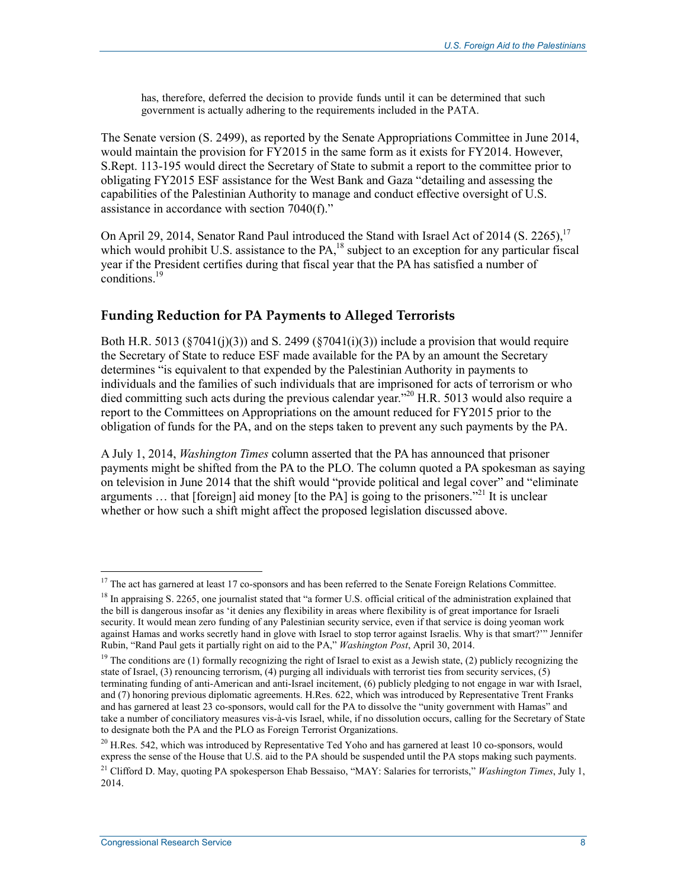has, therefore, deferred the decision to provide funds until it can be determined that such government is actually adhering to the requirements included in the PATA.

The Senate version (S. 2499), as reported by the Senate Appropriations Committee in June 2014, would maintain the provision for FY2015 in the same form as it exists for FY2014. However, S.Rept. 113-195 would direct the Secretary of State to submit a report to the committee prior to obligating FY2015 ESF assistance for the West Bank and Gaza "detailing and assessing the capabilities of the Palestinian Authority to manage and conduct effective oversight of U.S. assistance in accordance with section 7040(f)."

On April 29, 2014, Senator Rand Paul introduced the Stand with Israel Act of 2014 (S. 2265),[17] which would prohibit U.S. assistance to the PA,[18] subject to an exception for any particular fiscal year if the President certifies during that fiscal year that the PA has satisfied a number of conditions.[19]

## Funding Reduction for PA Payments to Alleged Terrorists

Both H.R. 5013 (§7041(j)(3)) and S. 2499 (§7041(i)(3)) include a provision that would require the Secretary of State to reduce ESF made available for the PA by an amount the Secretary determines "is equivalent to that expended by the Palestinian Authority in payments to individuals and the families of such individuals that are imprisoned for acts of terrorism or who died committing such acts during the previous calendar year."[20] H.R. 5013 would also require a report to the Committees on Appropriations on the amount reduced for FY2015 prior to the obligation of funds for the PA, and on the steps taken to prevent any such payments by the PA.

A July 1, 2014, *Washington Times* column asserted that the PA has announced that prisoner payments might be shifted from the PA to the PLO. The column quoted a PA spokesman as saying on television in June 2014 that the shift would "provide political and legal cover" and "eliminate arguments … that [foreign] aid money [to the PA] is going to the prisoners."[21] It is unclear whether or how such a shift might affect the proposed legislation discussed above.

---

[17] The act has garnered at least 17 co-sponsors and has been referred to the Senate Foreign Relations Committee.

[18] In appraising S. 2265, one journalist stated that "a former U.S. official critical of the administration explained that the bill is dangerous insofar as 'it denies any flexibility in areas where flexibility is of great importance for Israeli security. It would mean zero funding of any Palestinian security service, even if that service is doing yeoman work against Hamas and works secretly hand in glove with Israel to stop terror against Israelis. Why is that smart?'" Jennifer Rubin, "Rand Paul gets it partially right on aid to the PA," *Washington Post*, April 30, 2014.

[19] The conditions are (1) formally recognizing the right of Israel to exist as a Jewish state, (2) publicly recognizing the state of Israel, (3) renouncing terrorism, (4) purging all individuals with terrorist ties from security services, (5) terminating funding of anti-American and anti-Israel incitement, (6) publicly pledging to not engage in war with Israel, and (7) honoring previous diplomatic agreements. H.Res. 622, which was introduced by Representative Trent Franks and has garnered at least 23 co-sponsors, would call for the PA to dissolve the "unity government with Hamas" and take a number of conciliatory measures vis-à-vis Israel, while, if no dissolution occurs, calling for the Secretary of State to designate both the PA and the PLO as Foreign Terrorist Organizations.

[20] H.Res. 542, which was introduced by Representative Ted Yoho and has garnered at least 10 co-sponsors, would express the sense of the House that U.S. aid to the PA should be suspended until the PA stops making such payments.

[21] Clifford D. May, quoting PA spokesperson Ehab Bessaiso, "MAY: Salaries for terrorists," *Washington Times*, July 1, 2014.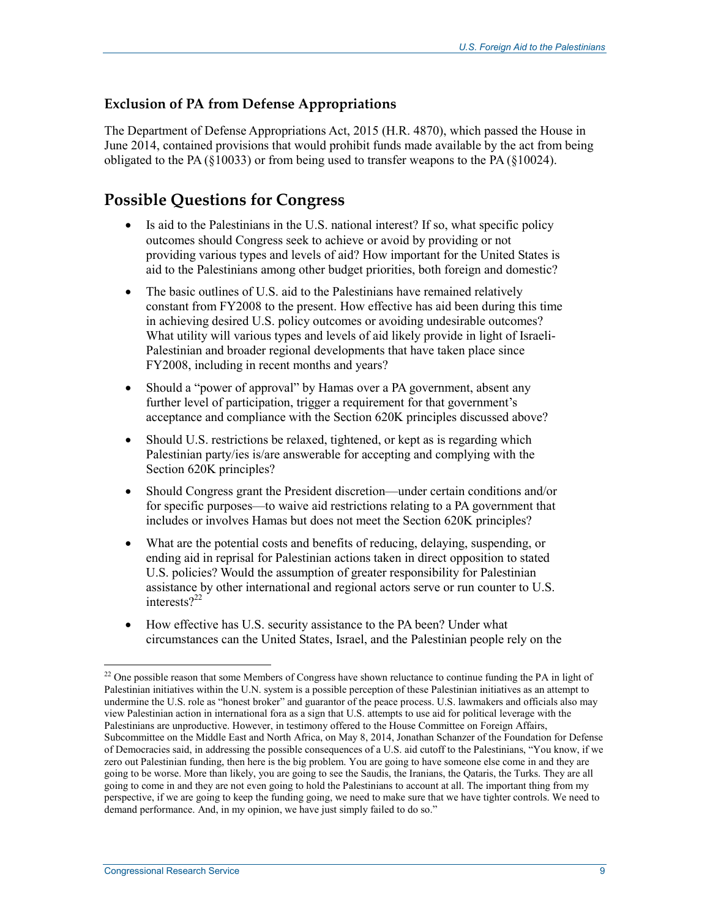### Exclusion of PA from Defense Appropriations

The Department of Defense Appropriations Act, 2015 (H.R. 4870), which passed the House in June 2014, contained provisions that would prohibit funds made available by the act from being obligated to the PA (§10033) or from being used to transfer weapons to the PA (§10024).

## Possible Questions for Congress

- Is aid to the Palestinians in the U.S. national interest? If so, what specific policy outcomes should Congress seek to achieve or avoid by providing or not providing various types and levels of aid? How important for the United States is aid to the Palestinians among other budget priorities, both foreign and domestic?
- The basic outlines of U.S. aid to the Palestinians have remained relatively constant from FY2008 to the present. How effective has aid been during this time in achieving desired U.S. policy outcomes or avoiding undesirable outcomes? What utility will various types and levels of aid likely provide in light of Israeli-Palestinian and broader regional developments that have taken place since FY2008, including in recent months and years?
- Should a "power of approval" by Hamas over a PA government, absent any further level of participation, trigger a requirement for that government's acceptance and compliance with the Section 620K principles discussed above?
- Should U.S. restrictions be relaxed, tightened, or kept as is regarding which Palestinian party/ies is/are answerable for accepting and complying with the Section 620K principles?
- Should Congress grant the President discretion—under certain conditions and/or for specific purposes—to waive aid restrictions relating to a PA government that includes or involves Hamas but does not meet the Section 620K principles?
- What are the potential costs and benefits of reducing, delaying, suspending, or ending aid in reprisal for Palestinian actions taken in direct opposition to stated U.S. policies? Would the assumption of greater responsibility for Palestinian assistance by other international and regional actors serve or run counter to U.S. interests?[22]
- How effective has U.S. security assistance to the PA been? Under what circumstances can the United States, Israel, and the Palestinian people rely on the

[22] One possible reason that some Members of Congress have shown reluctance to continue funding the PA in light of Palestinian initiatives within the U.N. system is a possible perception of these Palestinian initiatives as an attempt to undermine the U.S. role as "honest broker" and guarantor of the peace process. U.S. lawmakers and officials also may view Palestinian action in international fora as a sign that U.S. attempts to use aid for political leverage with the Palestinians are unproductive. However, in testimony offered to the House Committee on Foreign Affairs, Subcommittee on the Middle East and North Africa, on May 8, 2014, Jonathan Schanzer of the Foundation for Defense of Democracies said, in addressing the possible consequences of a U.S. aid cutoff to the Palestinians, "You know, if we zero out Palestinian funding, then here is the big problem. You are going to have someone else come in and they are going to be worse. More than likely, you are going to see the Saudis, the Iranians, the Qataris, the Turks. They are all going to come in and they are not even going to hold the Palestinians to account at all. The important thing from my perspective, if we are going to keep the funding going, we need to make sure that we have tighter controls. We need to demand performance. And, in my opinion, we have just simply failed to do so."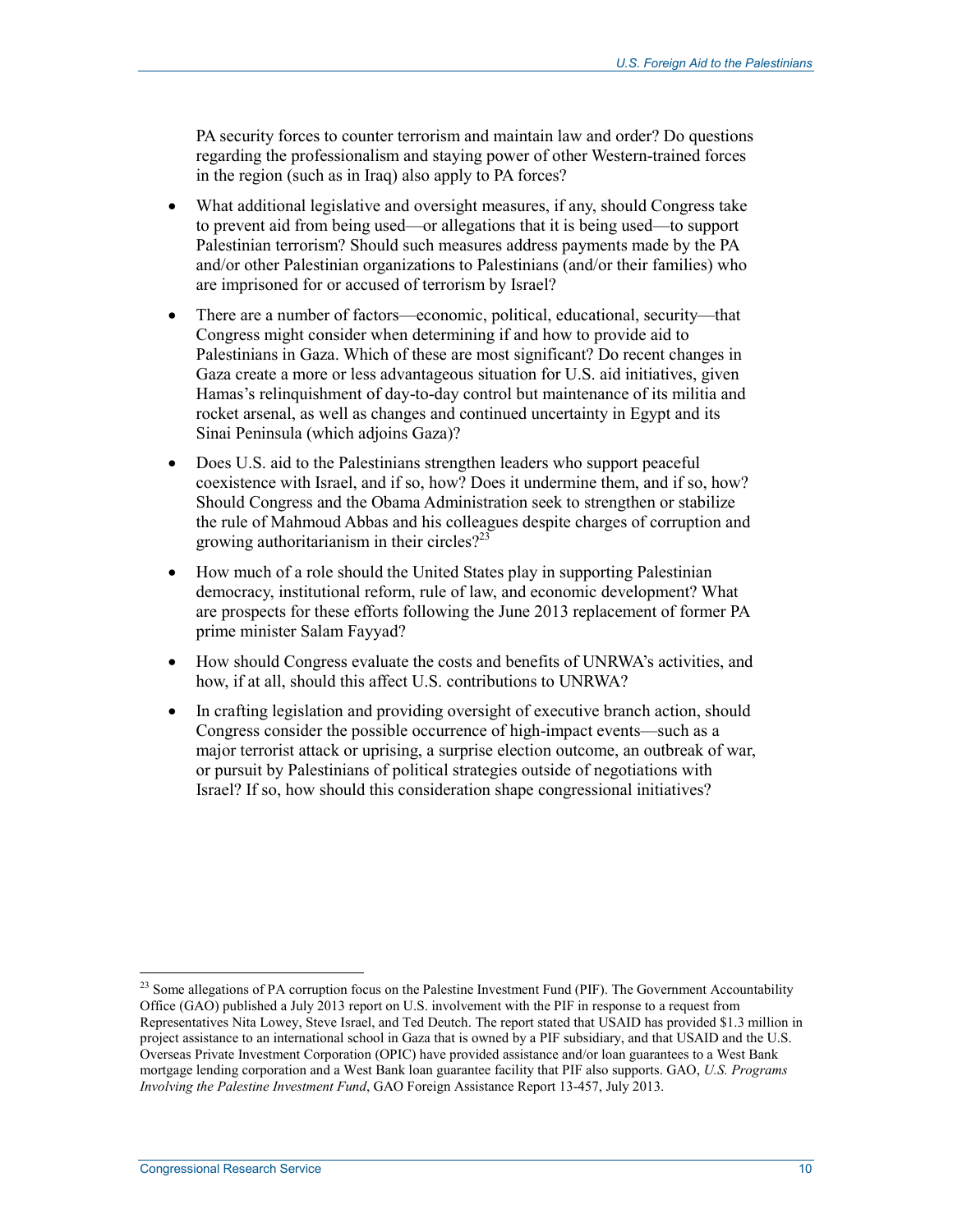PA security forces to counter terrorism and maintain law and order? Do questions regarding the professionalism and staying power of other Western-trained forces in the region (such as in Iraq) also apply to PA forces?

- What additional legislative and oversight measures, if any, should Congress take to prevent aid from being used—or allegations that it is being used—to support Palestinian terrorism? Should such measures address payments made by the PA and/or other Palestinian organizations to Palestinians (and/or their families) who are imprisoned for or accused of terrorism by Israel?
- There are a number of factors—economic, political, educational, security—that Congress might consider when determining if and how to provide aid to Palestinians in Gaza. Which of these are most significant? Do recent changes in Gaza create a more or less advantageous situation for U.S. aid initiatives, given Hamas's relinquishment of day-to-day control but maintenance of its militia and rocket arsenal, as well as changes and continued uncertainty in Egypt and its Sinai Peninsula (which adjoins Gaza)?
- Does U.S. aid to the Palestinians strengthen leaders who support peaceful coexistence with Israel, and if so, how? Does it undermine them, and if so, how? Should Congress and the Obama Administration seek to strengthen or stabilize the rule of Mahmoud Abbas and his colleagues despite charges of corruption and growing authoritarianism in their circles?[23]
- How much of a role should the United States play in supporting Palestinian democracy, institutional reform, rule of law, and economic development? What are prospects for these efforts following the June 2013 replacement of former PA prime minister Salam Fayyad?
- How should Congress evaluate the costs and benefits of UNRWA's activities, and how, if at all, should this affect U.S. contributions to UNRWA?
- In crafting legislation and providing oversight of executive branch action, should Congress consider the possible occurrence of high-impact events—such as a major terrorist attack or uprising, a surprise election outcome, an outbreak of war, or pursuit by Palestinians of political strategies outside of negotiations with Israel? If so, how should this consideration shape congressional initiatives?

[23] Some allegations of PA corruption focus on the Palestine Investment Fund (PIF). The Government Accountability Office (GAO) published a July 2013 report on U.S. involvement with the PIF in response to a request from Representatives Nita Lowey, Steve Israel, and Ted Deutch. The report stated that USAID has provided $1.3 million in project assistance to an international school in Gaza that is owned by a PIF subsidiary, and that USAID and the U.S. Overseas Private Investment Corporation (OPIC) have provided assistance and/or loan guarantees to a West Bank mortgage lending corporation and a West Bank loan guarantee facility that PIF also supports. GAO, *U.S. Programs Involving the Palestine Investment Fund*, GAO Foreign Assistance Report 13-457, July 2013.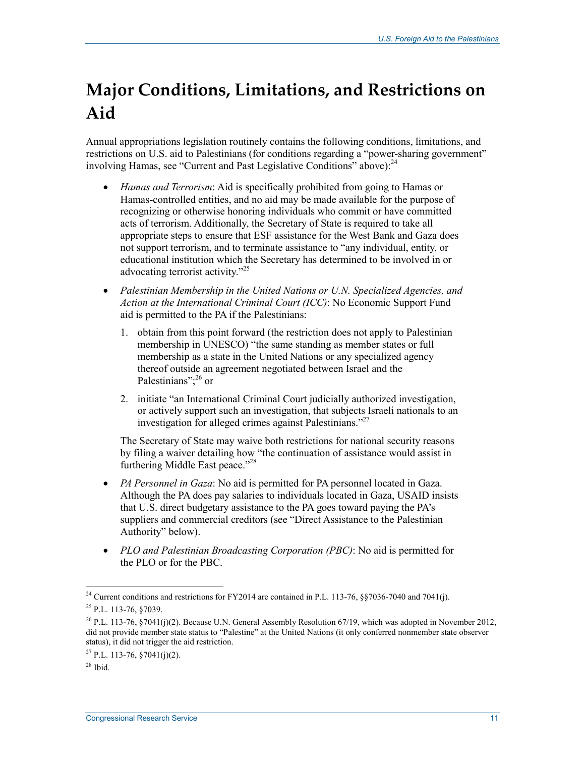# Major Conditions, Limitations, and Restrictions on Aid

Annual appropriations legislation routinely contains the following conditions, limitations, and restrictions on U.S. aid to Palestinians (for conditions regarding a "power-sharing government" involving Hamas, see "Current and Past Legislative Conditions" above):[24]

- *Hamas and Terrorism*: Aid is specifically prohibited from going to Hamas or Hamas-controlled entities, and no aid may be made available for the purpose of recognizing or otherwise honoring individuals who commit or have committed acts of terrorism. Additionally, the Secretary of State is required to take all appropriate steps to ensure that ESF assistance for the West Bank and Gaza does not support terrorism, and to terminate assistance to "any individual, entity, or educational institution which the Secretary has determined to be involved in or advocating terrorist activity."[25]
- *Palestinian Membership in the United Nations or U.N. Specialized Agencies, and Action at the International Criminal Court (ICC)*: No Economic Support Fund aid is permitted to the PA if the Palestinians:
  1. obtain from this point forward (the restriction does not apply to Palestinian membership in UNESCO) "the same standing as member states or full membership as a state in the United Nations or any specialized agency thereof outside an agreement negotiated between Israel and the Palestinians";[26] or
  2. initiate "an International Criminal Court judicially authorized investigation, or actively support such an investigation, that subjects Israeli nationals to an investigation for alleged crimes against Palestinians."[27]

  The Secretary of State may waive both restrictions for national security reasons by filing a waiver detailing how "the continuation of assistance would assist in furthering Middle East peace."[28]
- *PA Personnel in Gaza*: No aid is permitted for PA personnel located in Gaza. Although the PA does pay salaries to individuals located in Gaza, USAID insists that U.S. direct budgetary assistance to the PA goes toward paying the PA's suppliers and commercial creditors (see "Direct Assistance to the Palestinian Authority" below).
- *PLO and Palestinian Broadcasting Corporation (PBC)*: No aid is permitted for the PLO or for the PBC.

---

[24] Current conditions and restrictions for FY2014 are contained in P.L. 113-76, §§7036-7040 and 7041(j).

[25] P.L. 113-76, §7039.

[26] P.L. 113-76, §7041(j)(2). Because U.N. General Assembly Resolution 67/19, which was adopted in November 2012, did not provide member state status to "Palestine" at the United Nations (it only conferred nonmember state observer status), it did not trigger the aid restriction.

[27] P.L. 113-76, §7041(j)(2).

[28] Ibid.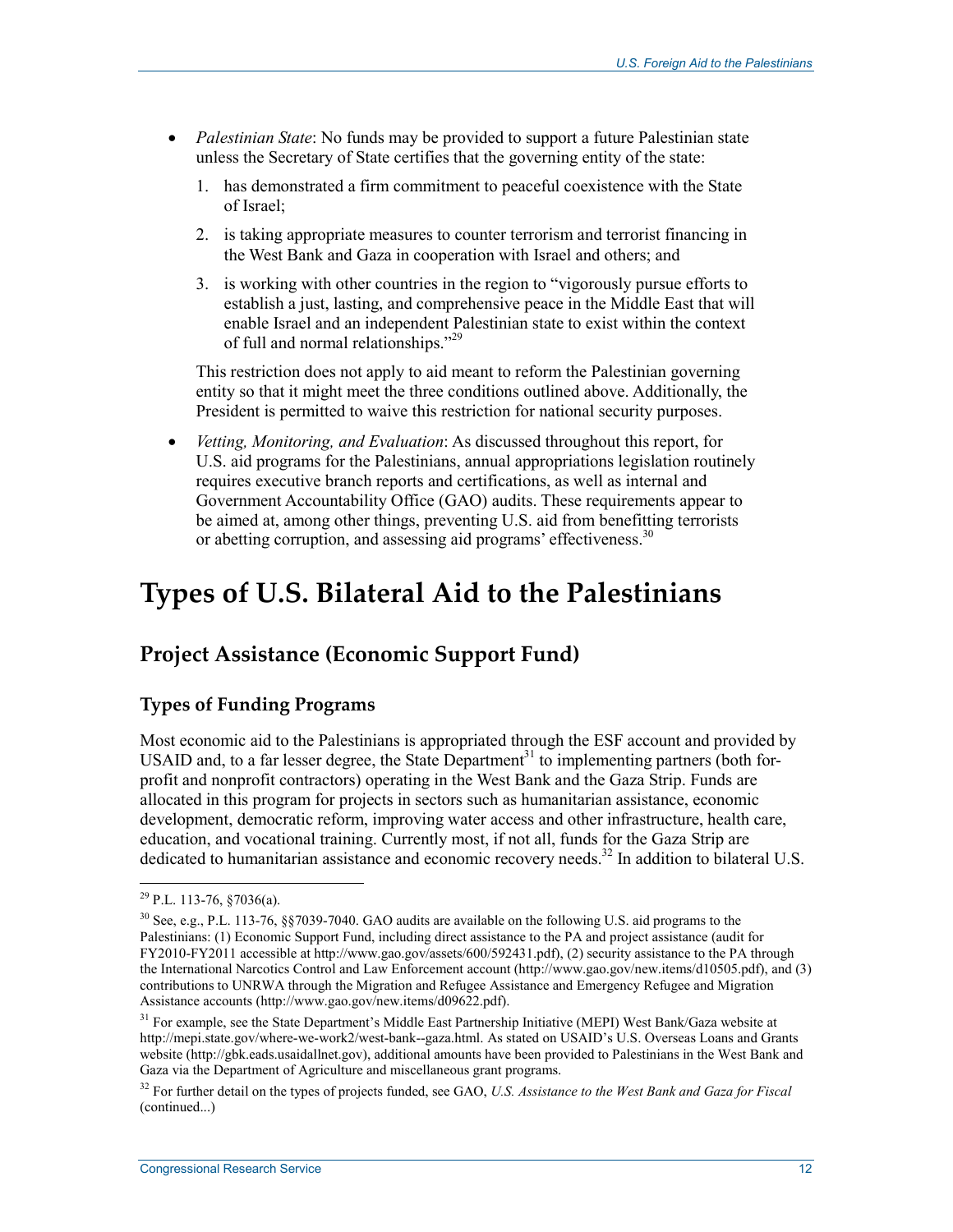- *Palestinian State*: No funds may be provided to support a future Palestinian state unless the Secretary of State certifies that the governing entity of the state:

    1. has demonstrated a firm commitment to peaceful coexistence with the State of Israel;
    2. is taking appropriate measures to counter terrorism and terrorist financing in the West Bank and Gaza in cooperation with Israel and others; and
    3. is working with other countries in the region to "vigorously pursue efforts to establish a just, lasting, and comprehensive peace in the Middle East that will enable Israel and an independent Palestinian state to exist within the context of full and normal relationships."[29]

    This restriction does not apply to aid meant to reform the Palestinian governing entity so that it might meet the three conditions outlined above. Additionally, the President is permitted to waive this restriction for national security purposes.

- *Vetting, Monitoring, and Evaluation*: As discussed throughout this report, for U.S. aid programs for the Palestinians, annual appropriations legislation routinely requires executive branch reports and certifications, as well as internal and Government Accountability Office (GAO) audits. These requirements appear to be aimed at, among other things, preventing U.S. aid from benefitting terrorists or abetting corruption, and assessing aid programs' effectiveness.[30]

# Types of U.S. Bilateral Aid to the Palestinians

## Project Assistance (Economic Support Fund)

### Types of Funding Programs

Most economic aid to the Palestinians is appropriated through the ESF account and provided by USAID and, to a far lesser degree, the State Department[31] to implementing partners (both for-profit and nonprofit contractors) operating in the West Bank and the Gaza Strip. Funds are allocated in this program for projects in sectors such as humanitarian assistance, economic development, democratic reform, improving water access and other infrastructure, health care, education, and vocational training. Currently most, if not all, funds for the Gaza Strip are dedicated to humanitarian assistance and economic recovery needs.[32] In addition to bilateral U.S.

---

[29] P.L. 113-76, §7036(a).

[30] See, e.g., P.L. 113-76, §§7039-7040. GAO audits are available on the following U.S. aid programs to the Palestinians: (1) Economic Support Fund, including direct assistance to the PA and project assistance (audit for FY2010-FY2011 accessible at http://www.gao.gov/assets/600/592431.pdf), (2) security assistance to the PA through the International Narcotics Control and Law Enforcement account (http://www.gao.gov/new.items/d10505.pdf), and (3) contributions to UNRWA through the Migration and Refugee Assistance and Emergency Refugee and Migration Assistance accounts (http://www.gao.gov/new.items/d09622.pdf).

[31] For example, see the State Department's Middle East Partnership Initiative (MEPI) West Bank/Gaza website at http://mepi.state.gov/where-we-work2/west-bank--gaza.html. As stated on USAID's U.S. Overseas Loans and Grants website (http://gbk.eads.usaidallnet.gov), additional amounts have been provided to Palestinians in the West Bank and Gaza via the Department of Agriculture and miscellaneous grant programs.

[32] For further detail on the types of projects funded, see GAO, *U.S. Assistance to the West Bank and Gaza for Fiscal* (continued...)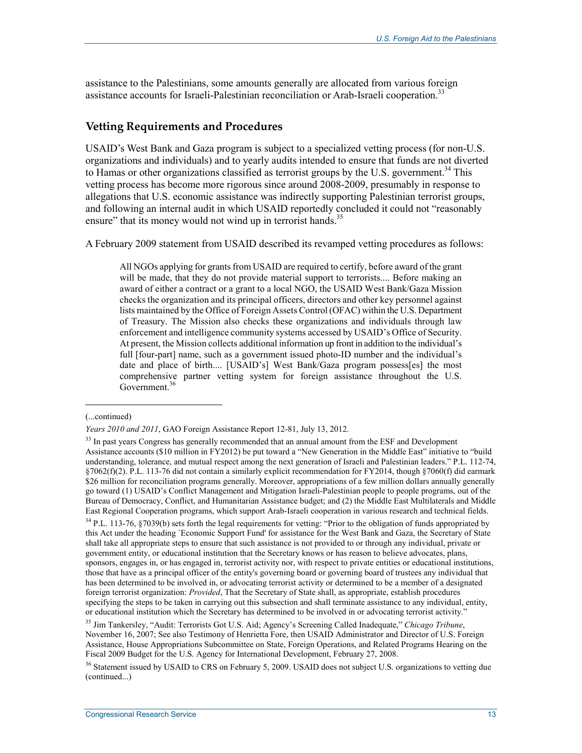assistance to the Palestinians, some amounts generally are allocated from various foreign assistance accounts for Israeli-Palestinian reconciliation or Arab-Israeli cooperation.[33]

## Vetting Requirements and Procedures

USAID's West Bank and Gaza program is subject to a specialized vetting process (for non-U.S. organizations and individuals) and to yearly audits intended to ensure that funds are not diverted to Hamas or other organizations classified as terrorist groups by the U.S. government.[34] This vetting process has become more rigorous since around 2008-2009, presumably in response to allegations that U.S. economic assistance was indirectly supporting Palestinian terrorist groups, and following an internal audit in which USAID reportedly concluded it could not "reasonably ensure" that its money would not wind up in terrorist hands.[35]

A February 2009 statement from USAID described its revamped vetting procedures as follows:

> All NGOs applying for grants from USAID are required to certify, before award of the grant will be made, that they do not provide material support to terrorists.... Before making an award of either a contract or a grant to a local NGO, the USAID West Bank/Gaza Mission checks the organization and its principal officers, directors and other key personnel against lists maintained by the Office of Foreign Assets Control (OFAC) within the U.S. Department of Treasury. The Mission also checks these organizations and individuals through law enforcement and intelligence community systems accessed by USAID's Office of Security. At present, the Mission collects additional information up front in addition to the individual's full [four-part] name, such as a government issued photo-ID number and the individual's date and place of birth.... [USAID's] West Bank/Gaza program possess[es] the most comprehensive partner vetting system for foreign assistance throughout the U.S. Government.[36]

---

(...continued)

*Years 2010 and 2011*, GAO Foreign Assistance Report 12-81, July 13, 2012.

[33] In past years Congress has generally recommended that an annual amount from the ESF and Development Assistance accounts ($10 million in FY2012) be put toward a "New Generation in the Middle East" initiative to "build understanding, tolerance, and mutual respect among the next generation of Israeli and Palestinian leaders." P.L. 112-74, §7062(f)(2). P.L. 113-76 did not contain a similarly explicit recommendation for FY2014, though §7060(f) did earmark $26 million for reconciliation programs generally. Moreover, appropriations of a few million dollars annually generally go toward (1) USAID's Conflict Management and Mitigation Israeli-Palestinian people to people programs, out of the Bureau of Democracy, Conflict, and Humanitarian Assistance budget; and (2) the Middle East Multilaterals and Middle East Regional Cooperation programs, which support Arab-Israeli cooperation in various research and technical fields.

[34] P.L. 113-76, §7039(b) sets forth the legal requirements for vetting: "Prior to the obligation of funds appropriated by this Act under the heading `Economic Support Fund' for assistance for the West Bank and Gaza, the Secretary of State shall take all appropriate steps to ensure that such assistance is not provided to or through any individual, private or government entity, or educational institution that the Secretary knows or has reason to believe advocates, plans, sponsors, engages in, or has engaged in, terrorist activity nor, with respect to private entities or educational institutions, those that have as a principal officer of the entity's governing board or governing board of trustees any individual that has been determined to be involved in, or advocating terrorist activity or determined to be a member of a designated foreign terrorist organization: *Provided*, That the Secretary of State shall, as appropriate, establish procedures specifying the steps to be taken in carrying out this subsection and shall terminate assistance to any individual, entity, or educational institution which the Secretary has determined to be involved in or advocating terrorist activity."

[35] Jim Tankersley, "Audit: Terrorists Got U.S. Aid; Agency's Screening Called Inadequate," *Chicago Tribune*, November 16, 2007; See also Testimony of Henrietta Fore, then USAID Administrator and Director of U.S. Foreign Assistance, House Appropriations Subcommittee on State, Foreign Operations, and Related Programs Hearing on the Fiscal 2009 Budget for the U.S. Agency for International Development, February 27, 2008.

[36] Statement issued by USAID to CRS on February 5, 2009. USAID does not subject U.S. organizations to vetting due (continued...)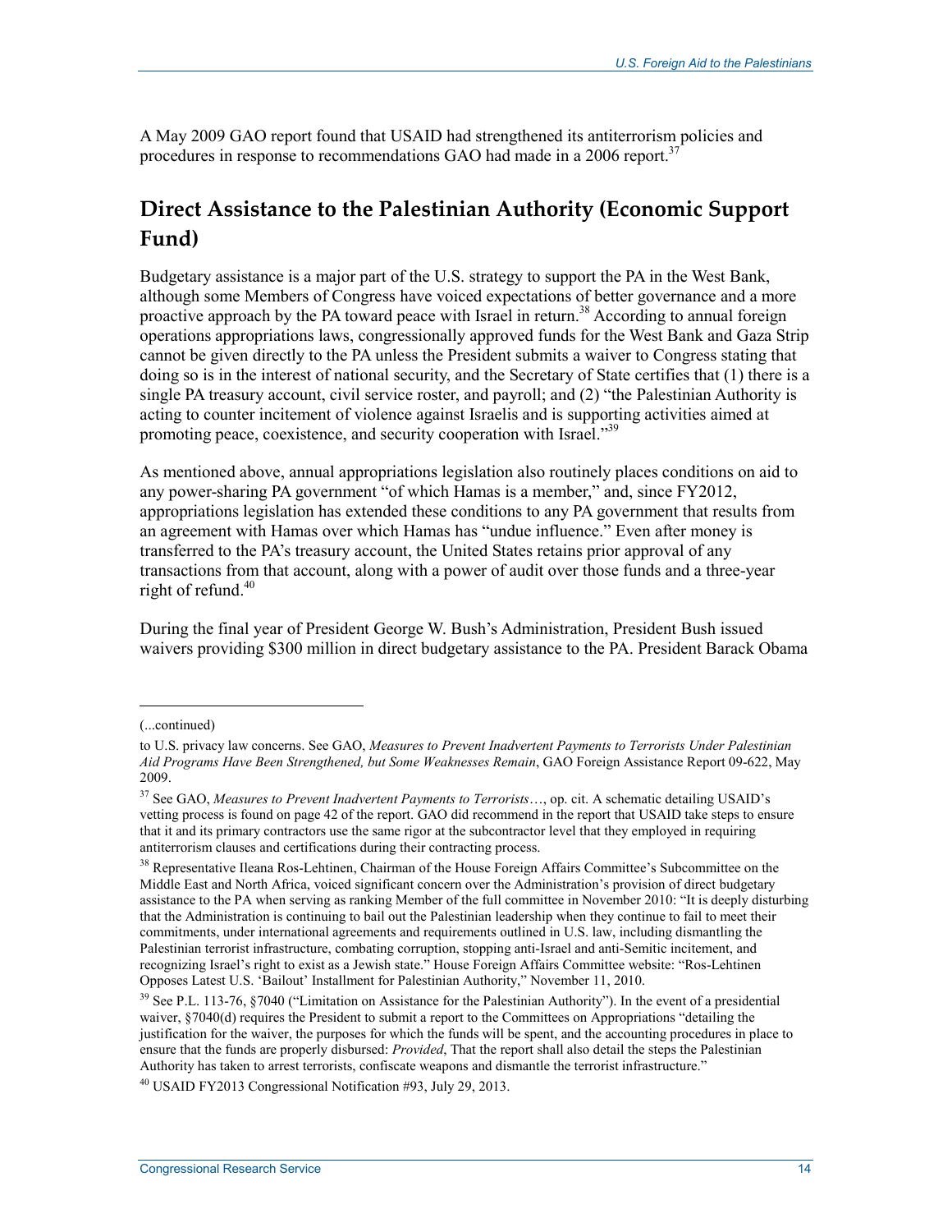A May 2009 GAO report found that USAID had strengthened its antiterrorism policies and procedures in response to recommendations GAO had made in a 2006 report.[37]

## Direct Assistance to the Palestinian Authority (Economic Support Fund)

Budgetary assistance is a major part of the U.S. strategy to support the PA in the West Bank, although some Members of Congress have voiced expectations of better governance and a more proactive approach by the PA toward peace with Israel in return.[38] According to annual foreign operations appropriations laws, congressionally approved funds for the West Bank and Gaza Strip cannot be given directly to the PA unless the President submits a waiver to Congress stating that doing so is in the interest of national security, and the Secretary of State certifies that (1) there is a single PA treasury account, civil service roster, and payroll; and (2) "the Palestinian Authority is acting to counter incitement of violence against Israelis and is supporting activities aimed at promoting peace, coexistence, and security cooperation with Israel."[39]

As mentioned above, annual appropriations legislation also routinely places conditions on aid to any power-sharing PA government "of which Hamas is a member," and, since FY2012, appropriations legislation has extended these conditions to any PA government that results from an agreement with Hamas over which Hamas has "undue influence." Even after money is transferred to the PA's treasury account, the United States retains prior approval of any transactions from that account, along with a power of audit over those funds and a three-year right of refund.[40]

During the final year of President George W. Bush's Administration, President Bush issued waivers providing $300 million in direct budgetary assistance to the PA. President Barack Obama

---

(...continued)

to U.S. privacy law concerns. See GAO, *Measures to Prevent Inadvertent Payments to Terrorists Under Palestinian Aid Programs Have Been Strengthened, but Some Weaknesses Remain*, GAO Foreign Assistance Report 09-622, May 2009.

[37] See GAO, *Measures to Prevent Inadvertent Payments to Terrorists*…, op. cit. A schematic detailing USAID's vetting process is found on page 42 of the report. GAO did recommend in the report that USAID take steps to ensure that it and its primary contractors use the same rigor at the subcontractor level that they employed in requiring antiterrorism clauses and certifications during their contracting process.

[38] Representative Ileana Ros-Lehtinen, Chairman of the House Foreign Affairs Committee's Subcommittee on the Middle East and North Africa, voiced significant concern over the Administration's provision of direct budgetary assistance to the PA when serving as ranking Member of the full committee in November 2010: "It is deeply disturbing that the Administration is continuing to bail out the Palestinian leadership when they continue to fail to meet their commitments, under international agreements and requirements outlined in U.S. law, including dismantling the Palestinian terrorist infrastructure, combating corruption, stopping anti-Israel and anti-Semitic incitement, and recognizing Israel's right to exist as a Jewish state." House Foreign Affairs Committee website: "Ros-Lehtinen Opposes Latest U.S. 'Bailout' Installment for Palestinian Authority," November 11, 2010.

[39] See P.L. 113-76, §7040 ("Limitation on Assistance for the Palestinian Authority"). In the event of a presidential waiver, §7040(d) requires the President to submit a report to the Committees on Appropriations "detailing the justification for the waiver, the purposes for which the funds will be spent, and the accounting procedures in place to ensure that the funds are properly disbursed: *Provided*, That the report shall also detail the steps the Palestinian Authority has taken to arrest terrorists, confiscate weapons and dismantle the terrorist infrastructure."

[40] USAID FY2013 Congressional Notification #93, July 29, 2013.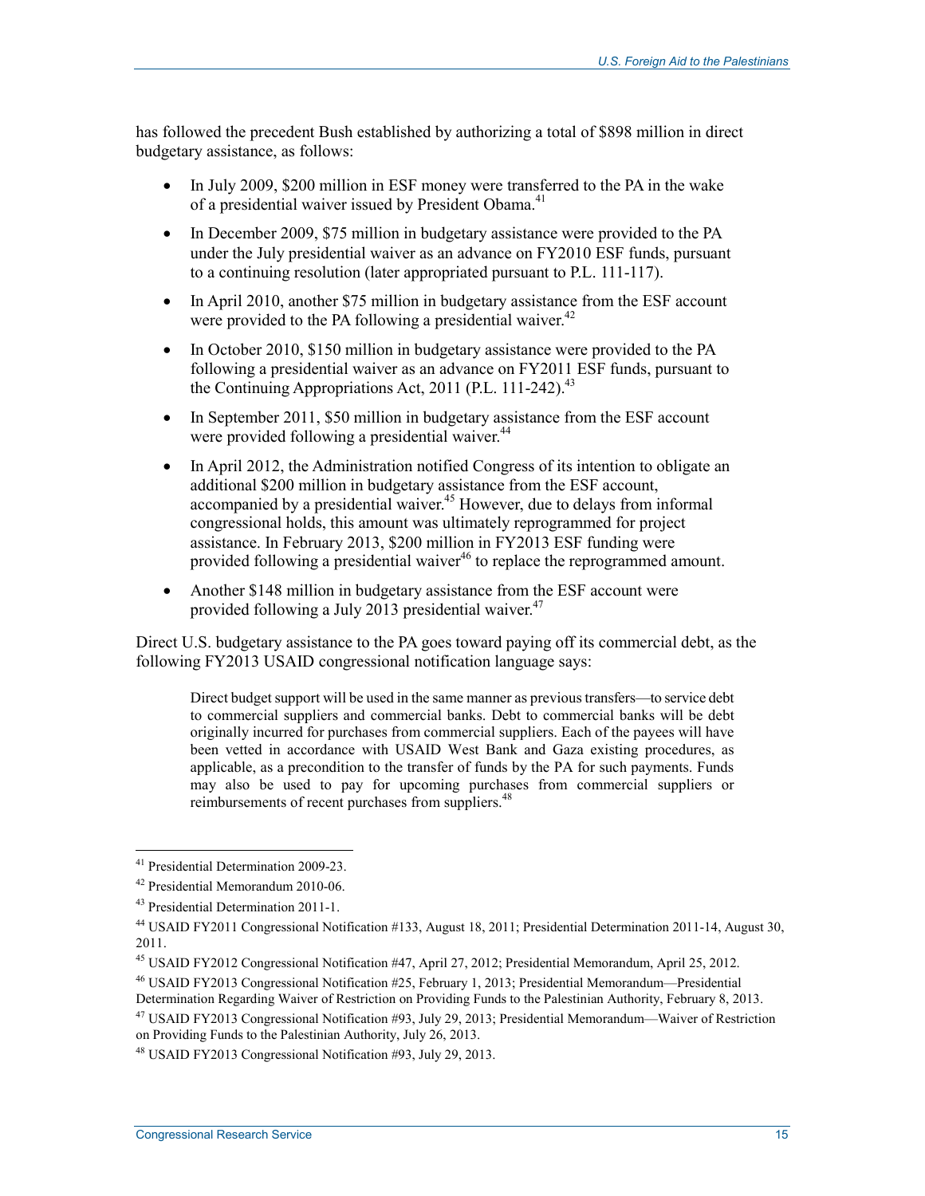has followed the precedent Bush established by authorizing a total of $898 million in direct budgetary assistance, as follows:

- In July 2009, $200 million in ESF money were transferred to the PA in the wake of a presidential waiver issued by President Obama.[41]
- In December 2009, $75 million in budgetary assistance were provided to the PA under the July presidential waiver as an advance on FY2010 ESF funds, pursuant to a continuing resolution (later appropriated pursuant to P.L. 111-117).
- In April 2010, another $75 million in budgetary assistance from the ESF account were provided to the PA following a presidential waiver.[42]
- In October 2010, $150 million in budgetary assistance were provided to the PA following a presidential waiver as an advance on FY2011 ESF funds, pursuant to the Continuing Appropriations Act, 2011 (P.L. 111-242).[43]
- In September 2011, $50 million in budgetary assistance from the ESF account were provided following a presidential waiver.[44]
- In April 2012, the Administration notified Congress of its intention to obligate an additional $200 million in budgetary assistance from the ESF account, accompanied by a presidential waiver.[45] However, due to delays from informal congressional holds, this amount was ultimately reprogrammed for project assistance. In February 2013, $200 million in FY2013 ESF funding were provided following a presidential waiver[46] to replace the reprogrammed amount.
- Another $148 million in budgetary assistance from the ESF account were provided following a July 2013 presidential waiver.[47]

Direct U.S. budgetary assistance to the PA goes toward paying off its commercial debt, as the following FY2013 USAID congressional notification language says:

> Direct budget support will be used in the same manner as previous transfers—to service debt to commercial suppliers and commercial banks. Debt to commercial banks will be debt originally incurred for purchases from commercial suppliers. Each of the payees will have been vetted in accordance with USAID West Bank and Gaza existing procedures, as applicable, as a precondition to the transfer of funds by the PA for such payments. Funds may also be used to pay for upcoming purchases from commercial suppliers or reimbursements of recent purchases from suppliers.[48]

---

[41] Presidential Determination 2009-23.

[42] Presidential Memorandum 2010-06.

[43] Presidential Determination 2011-1.

[44] USAID FY2011 Congressional Notification #133, August 18, 2011; Presidential Determination 2011-14, August 30, 2011.

[45] USAID FY2012 Congressional Notification #47, April 27, 2012; Presidential Memorandum, April 25, 2012.

[46] USAID FY2013 Congressional Notification #25, February 1, 2013; Presidential Memorandum—Presidential Determination Regarding Waiver of Restriction on Providing Funds to the Palestinian Authority, February 8, 2013.

[47] USAID FY2013 Congressional Notification #93, July 29, 2013; Presidential Memorandum—Waiver of Restriction on Providing Funds to the Palestinian Authority, July 26, 2013.

[48] USAID FY2013 Congressional Notification #93, July 29, 2013.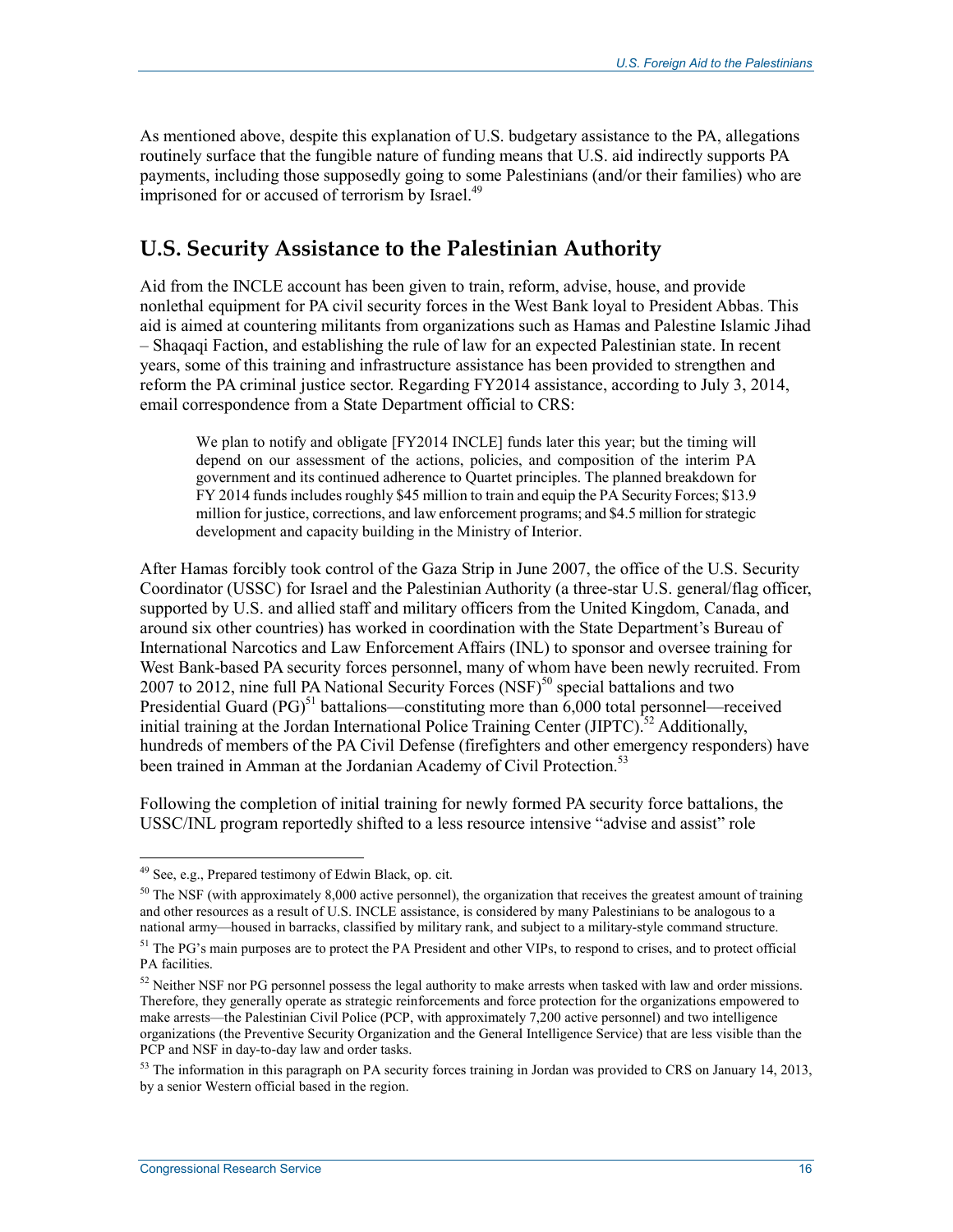As mentioned above, despite this explanation of U.S. budgetary assistance to the PA, allegations routinely surface that the fungible nature of funding means that U.S. aid indirectly supports PA payments, including those supposedly going to some Palestinians (and/or their families) who are imprisoned for or accused of terrorism by Israel.[49]

## U.S. Security Assistance to the Palestinian Authority

Aid from the INCLE account has been given to train, reform, advise, house, and provide nonlethal equipment for PA civil security forces in the West Bank loyal to President Abbas. This aid is aimed at countering militants from organizations such as Hamas and Palestine Islamic Jihad – Shaqaqi Faction, and establishing the rule of law for an expected Palestinian state. In recent years, some of this training and infrastructure assistance has been provided to strengthen and reform the PA criminal justice sector. Regarding FY2014 assistance, according to July 3, 2014, email correspondence from a State Department official to CRS:

> We plan to notify and obligate [FY2014 INCLE] funds later this year; but the timing will depend on our assessment of the actions, policies, and composition of the interim PA government and its continued adherence to Quartet principles. The planned breakdown for FY 2014 funds includes roughly $45 million to train and equip the PA Security Forces; $13.9 million for justice, corrections, and law enforcement programs; and $4.5 million for strategic development and capacity building in the Ministry of Interior.

After Hamas forcibly took control of the Gaza Strip in June 2007, the office of the U.S. Security Coordinator (USSC) for Israel and the Palestinian Authority (a three-star U.S. general/flag officer, supported by U.S. and allied staff and military officers from the United Kingdom, Canada, and around six other countries) has worked in coordination with the State Department's Bureau of International Narcotics and Law Enforcement Affairs (INL) to sponsor and oversee training for West Bank-based PA security forces personnel, many of whom have been newly recruited. From 2007 to 2012, nine full PA National Security Forces (NSF)[50] special battalions and two Presidential Guard (PG)[51] battalions—constituting more than 6,000 total personnel—received initial training at the Jordan International Police Training Center (JIPTC).[52] Additionally, hundreds of members of the PA Civil Defense (firefighters and other emergency responders) have been trained in Amman at the Jordanian Academy of Civil Protection.[53]

Following the completion of initial training for newly formed PA security force battalions, the USSC/INL program reportedly shifted to a less resource intensive "advise and assist" role

---

[49] See, e.g., Prepared testimony of Edwin Black, op. cit.

[50] The NSF (with approximately 8,000 active personnel), the organization that receives the greatest amount of training and other resources as a result of U.S. INCLE assistance, is considered by many Palestinians to be analogous to a national army—housed in barracks, classified by military rank, and subject to a military-style command structure.

[51] The PG's main purposes are to protect the PA President and other VIPs, to respond to crises, and to protect official PA facilities.

[52] Neither NSF nor PG personnel possess the legal authority to make arrests when tasked with law and order missions. Therefore, they generally operate as strategic reinforcements and force protection for the organizations empowered to make arrests—the Palestinian Civil Police (PCP, with approximately 7,200 active personnel) and two intelligence organizations (the Preventive Security Organization and the General Intelligence Service) that are less visible than the PCP and NSF in day-to-day law and order tasks.

[53] The information in this paragraph on PA security forces training in Jordan was provided to CRS on January 14, 2013, by a senior Western official based in the region.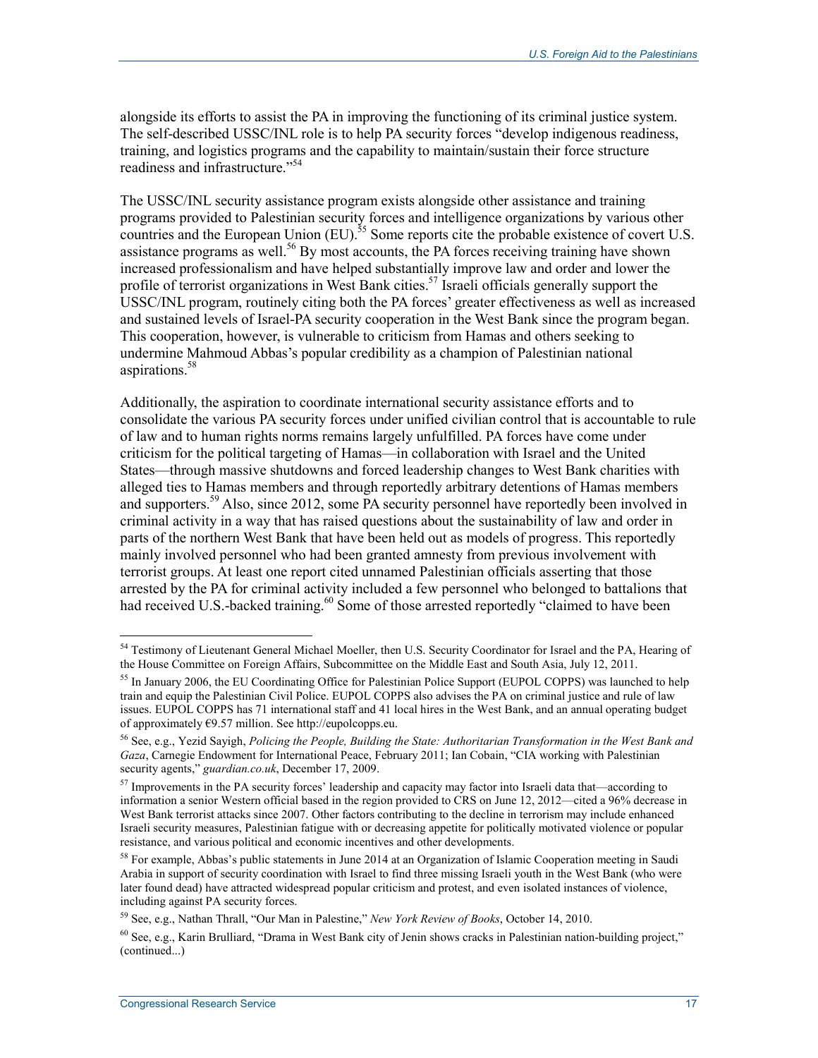alongside its efforts to assist the PA in improving the functioning of its criminal justice system. The self-described USSC/INL role is to help PA security forces "develop indigenous readiness, training, and logistics programs and the capability to maintain/sustain their force structure readiness and infrastructure."[54]

The USSC/INL security assistance program exists alongside other assistance and training programs provided to Palestinian security forces and intelligence organizations by various other countries and the European Union (EU).[55] Some reports cite the probable existence of covert U.S. assistance programs as well.[56] By most accounts, the PA forces receiving training have shown increased professionalism and have helped substantially improve law and order and lower the profile of terrorist organizations in West Bank cities.[57] Israeli officials generally support the USSC/INL program, routinely citing both the PA forces' greater effectiveness as well as increased and sustained levels of Israel-PA security cooperation in the West Bank since the program began. This cooperation, however, is vulnerable to criticism from Hamas and others seeking to undermine Mahmoud Abbas's popular credibility as a champion of Palestinian national aspirations.[58]

Additionally, the aspiration to coordinate international security assistance efforts and to consolidate the various PA security forces under unified civilian control that is accountable to rule of law and to human rights norms remains largely unfulfilled. PA forces have come under criticism for the political targeting of Hamas—in collaboration with Israel and the United States—through massive shutdowns and forced leadership changes to West Bank charities with alleged ties to Hamas members and through reportedly arbitrary detentions of Hamas members and supporters.[59] Also, since 2012, some PA security personnel have reportedly been involved in criminal activity in a way that has raised questions about the sustainability of law and order in parts of the northern West Bank that have been held out as models of progress. This reportedly mainly involved personnel who had been granted amnesty from previous involvement with terrorist groups. At least one report cited unnamed Palestinian officials asserting that those arrested by the PA for criminal activity included a few personnel who belonged to battalions that had received U.S.-backed training.[60] Some of those arrested reportedly "claimed to have been

---

[54] Testimony of Lieutenant General Michael Moeller, then U.S. Security Coordinator for Israel and the PA, Hearing of the House Committee on Foreign Affairs, Subcommittee on the Middle East and South Asia, July 12, 2011.

[55] In January 2006, the EU Coordinating Office for Palestinian Police Support (EUPOL COPPS) was launched to help train and equip the Palestinian Civil Police. EUPOL COPPS also advises the PA on criminal justice and rule of law issues. EUPOL COPPS has 71 international staff and 41 local hires in the West Bank, and an annual operating budget of approximately €9.57 million. See http://eupolcopps.eu.

[56] See, e.g., Yezid Sayigh, *Policing the People, Building the State: Authoritarian Transformation in the West Bank and Gaza*, Carnegie Endowment for International Peace, February 2011; Ian Cobain, "CIA working with Palestinian security agents," *guardian.co.uk*, December 17, 2009.

[57] Improvements in the PA security forces' leadership and capacity may factor into Israeli data that—according to information a senior Western official based in the region provided to CRS on June 12, 2012—cited a 96% decrease in West Bank terrorist attacks since 2007. Other factors contributing to the decline in terrorism may include enhanced Israeli security measures, Palestinian fatigue with or decreasing appetite for politically motivated violence or popular resistance, and various political and economic incentives and other developments.

[58] For example, Abbas's public statements in June 2014 at an Organization of Islamic Cooperation meeting in Saudi Arabia in support of security coordination with Israel to find three missing Israeli youth in the West Bank (who were later found dead) have attracted widespread popular criticism and protest, and even isolated instances of violence, including against PA security forces.

[59] See, e.g., Nathan Thrall, "Our Man in Palestine," *New York Review of Books*, October 14, 2010.

[60] See, e.g., Karin Brulliard, "Drama in West Bank city of Jenin shows cracks in Palestinian nation-building project," (continued...)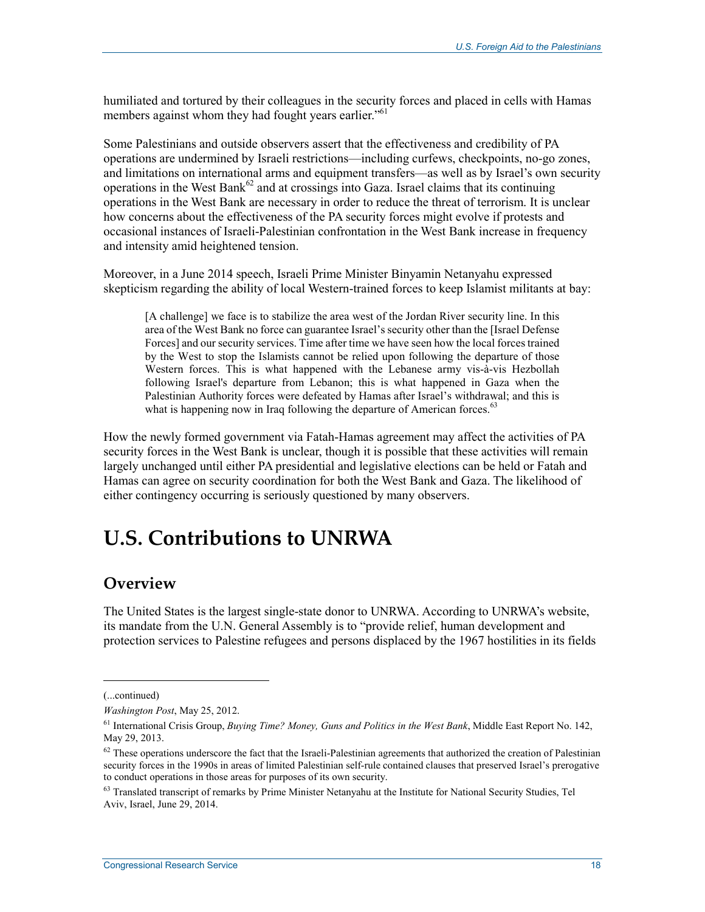humiliated and tortured by their colleagues in the security forces and placed in cells with Hamas members against whom they had fought years earlier."[61]

Some Palestinians and outside observers assert that the effectiveness and credibility of PA operations are undermined by Israeli restrictions—including curfews, checkpoints, no-go zones, and limitations on international arms and equipment transfers—as well as by Israel's own security operations in the West Bank[62] and at crossings into Gaza. Israel claims that its continuing operations in the West Bank are necessary in order to reduce the threat of terrorism. It is unclear how concerns about the effectiveness of the PA security forces might evolve if protests and occasional instances of Israeli-Palestinian confrontation in the West Bank increase in frequency and intensity amid heightened tension.

Moreover, in a June 2014 speech, Israeli Prime Minister Binyamin Netanyahu expressed skepticism regarding the ability of local Western-trained forces to keep Islamist militants at bay:

> [A challenge] we face is to stabilize the area west of the Jordan River security line. In this area of the West Bank no force can guarantee Israel's security other than the [Israel Defense Forces] and our security services. Time after time we have seen how the local forces trained by the West to stop the Islamists cannot be relied upon following the departure of those Western forces. This is what happened with the Lebanese army vis-à-vis Hezbollah following Israel's departure from Lebanon; this is what happened in Gaza when the Palestinian Authority forces were defeated by Hamas after Israel's withdrawal; and this is what is happening now in Iraq following the departure of American forces.[63]

How the newly formed government via Fatah-Hamas agreement may affect the activities of PA security forces in the West Bank is unclear, though it is possible that these activities will remain largely unchanged until either PA presidential and legislative elections can be held or Fatah and Hamas can agree on security coordination for both the West Bank and Gaza. The likelihood of either contingency occurring is seriously questioned by many observers.

# U.S. Contributions to UNRWA

## Overview

The United States is the largest single-state donor to UNRWA. According to UNRWA's website, its mandate from the U.N. General Assembly is to "provide relief, human development and protection services to Palestine refugees and persons displaced by the 1967 hostilities in its fields

---

(...continued)

*Washington Post*, May 25, 2012.

[61] International Crisis Group, *Buying Time? Money, Guns and Politics in the West Bank*, Middle East Report No. 142, May 29, 2013.

[62] These operations underscore the fact that the Israeli-Palestinian agreements that authorized the creation of Palestinian security forces in the 1990s in areas of limited Palestinian self-rule contained clauses that preserved Israel's prerogative to conduct operations in those areas for purposes of its own security.

[63] Translated transcript of remarks by Prime Minister Netanyahu at the Institute for National Security Studies, Tel Aviv, Israel, June 29, 2014.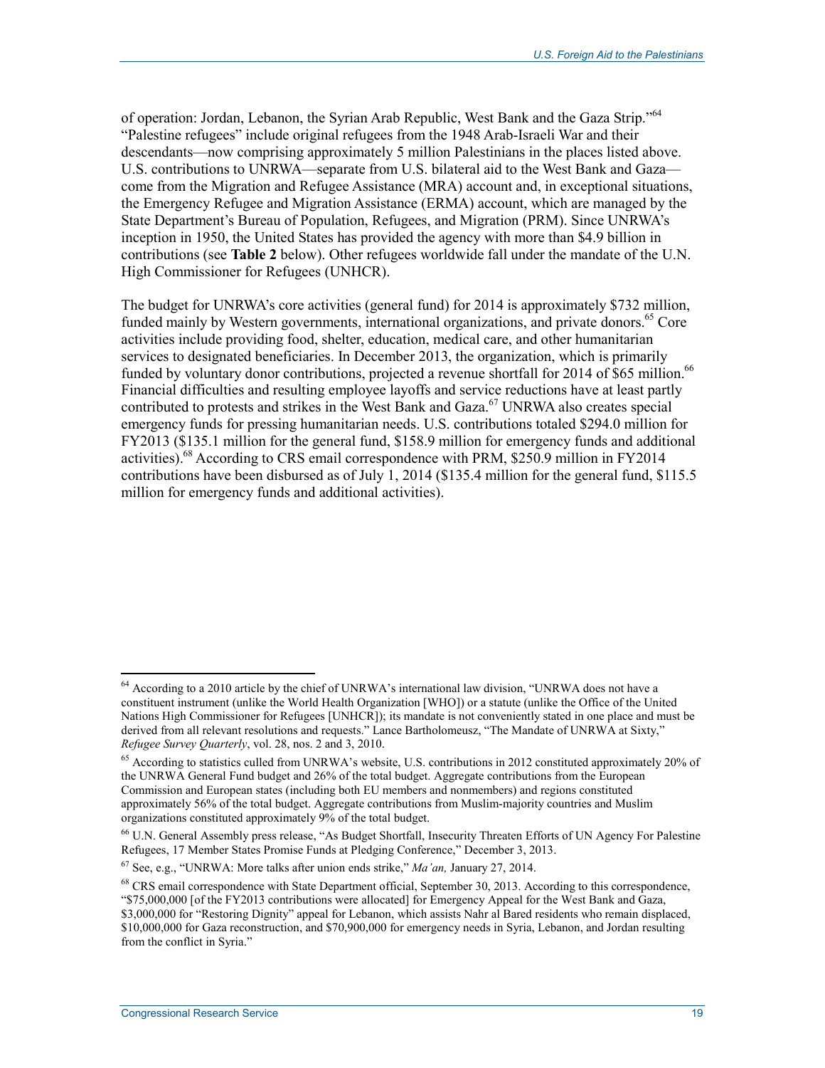of operation: Jordan, Lebanon, the Syrian Arab Republic, West Bank and the Gaza Strip."[64] "Palestine refugees" include original refugees from the 1948 Arab-Israeli War and their descendants—now comprising approximately 5 million Palestinians in the places listed above. U.S. contributions to UNRWA—separate from U.S. bilateral aid to the West Bank and Gaza—come from the Migration and Refugee Assistance (MRA) account and, in exceptional situations, the Emergency Refugee and Migration Assistance (ERMA) account, which are managed by the State Department's Bureau of Population, Refugees, and Migration (PRM). Since UNRWA's inception in 1950, the United States has provided the agency with more than $4.9 billion in contributions (see **Table 2** below). Other refugees worldwide fall under the mandate of the U.N. High Commissioner for Refugees (UNHCR).

The budget for UNRWA's core activities (general fund) for 2014 is approximately $732 million, funded mainly by Western governments, international organizations, and private donors.[65] Core activities include providing food, shelter, education, medical care, and other humanitarian services to designated beneficiaries. In December 2013, the organization, which is primarily funded by voluntary donor contributions, projected a revenue shortfall for 2014 of $65 million.[66] Financial difficulties and resulting employee layoffs and service reductions have at least partly contributed to protests and strikes in the West Bank and Gaza.[67] UNRWA also creates special emergency funds for pressing humanitarian needs. U.S. contributions totaled $294.0 million for FY2013 ($135.1 million for the general fund, $158.9 million for emergency funds and additional activities).[68] According to CRS email correspondence with PRM, $250.9 million in FY2014 contributions have been disbursed as of July 1, 2014 ($135.4 million for the general fund, $115.5 million for emergency funds and additional activities).

---

[64] According to a 2010 article by the chief of UNRWA's international law division, "UNRWA does not have a constituent instrument (unlike the World Health Organization [WHO]) or a statute (unlike the Office of the United Nations High Commissioner for Refugees [UNHCR]); its mandate is not conveniently stated in one place and must be derived from all relevant resolutions and requests." Lance Bartholomeusz, "The Mandate of UNRWA at Sixty," *Refugee Survey Quarterly*, vol. 28, nos. 2 and 3, 2010.

[65] According to statistics culled from UNRWA's website, U.S. contributions in 2012 constituted approximately 20% of the UNRWA General Fund budget and 26% of the total budget. Aggregate contributions from the European Commission and European states (including both EU members and nonmembers) and regions constituted approximately 56% of the total budget. Aggregate contributions from Muslim-majority countries and Muslim organizations constituted approximately 9% of the total budget.

[66] U.N. General Assembly press release, "As Budget Shortfall, Insecurity Threaten Efforts of UN Agency For Palestine Refugees, 17 Member States Promise Funds at Pledging Conference," December 3, 2013.

[67] See, e.g., "UNRWA: More talks after union ends strike," *Ma'an,* January 27, 2014.

[68] CRS email correspondence with State Department official, September 30, 2013. According to this correspondence, "$75,000,000 [of the FY2013 contributions were allocated] for Emergency Appeal for the West Bank and Gaza, $3,000,000 for "Restoring Dignity" appeal for Lebanon, which assists Nahr al Bared residents who remain displaced, $10,000,000 for Gaza reconstruction, and $70,900,000 for emergency needs in Syria, Lebanon, and Jordan resulting from the conflict in Syria."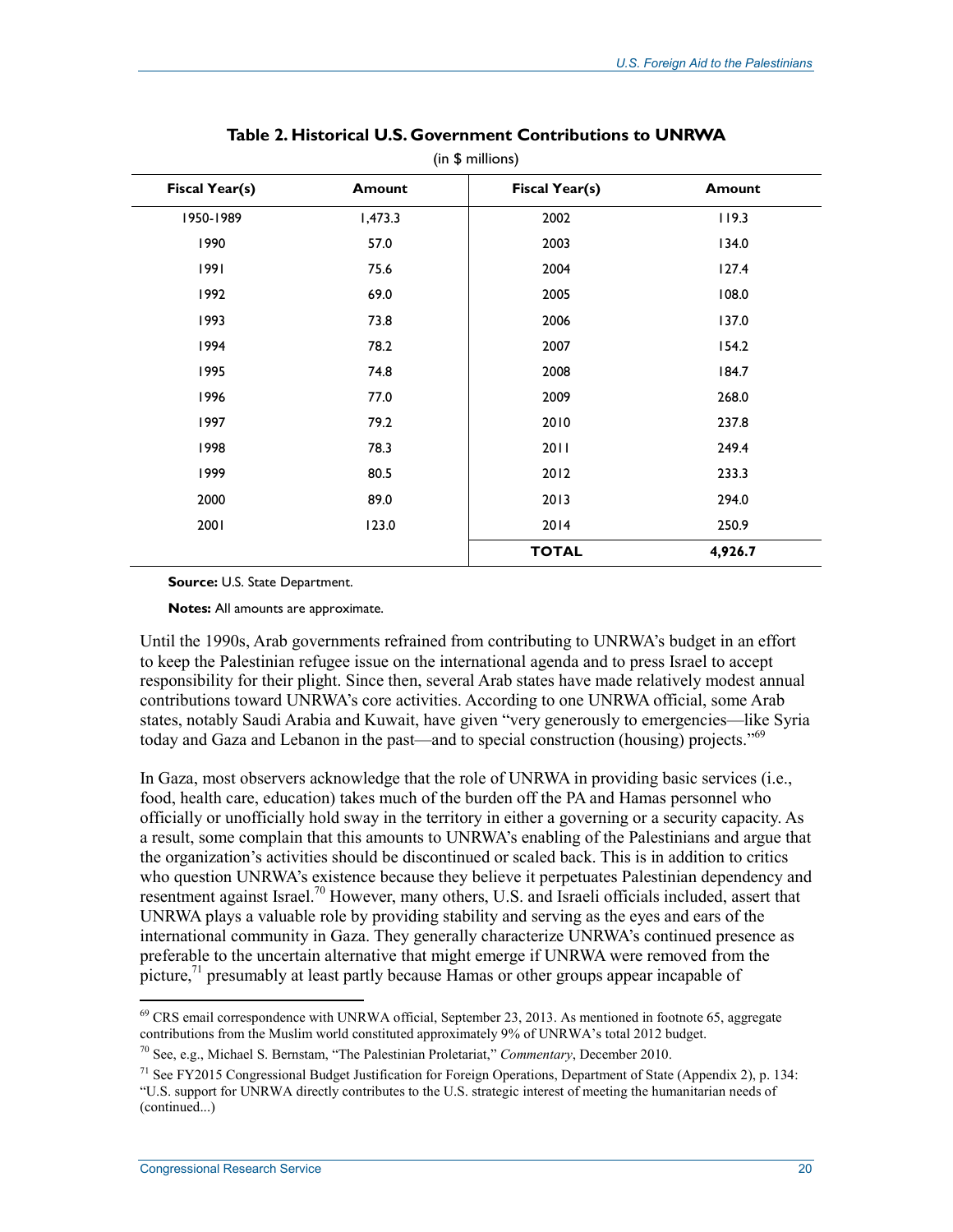**Table 2. Historical U.S. Government Contributions to UNRWA**

(in $ millions)

| Fiscal Year(s) | Amount | Fiscal Year(s) | Amount |
|---|---|---|---|
| 1950-1989 | 1,473.3 | 2002 | 119.3 |
| 1990 | 57.0 | 2003 | 134.0 |
| 1991 | 75.6 | 2004 | 127.4 |
| 1992 | 69.0 | 2005 | 108.0 |
| 1993 | 73.8 | 2006 | 137.0 |
| 1994 | 78.2 | 2007 | 154.2 |
| 1995 | 74.8 | 2008 | 184.7 |
| 1996 | 77.0 | 2009 | 268.0 |
| 1997 | 79.2 | 2010 | 237.8 |
| 1998 | 78.3 | 2011 | 249.4 |
| 1999 | 80.5 | 2012 | 233.3 |
| 2000 | 89.0 | 2013 | 294.0 |
| 2001 | 123.0 | 2014 | 250.9 |
| | | **TOTAL** | **4,926.7** |

**Source:** U.S. State Department.

**Notes:** All amounts are approximate.

Until the 1990s, Arab governments refrained from contributing to UNRWA's budget in an effort to keep the Palestinian refugee issue on the international agenda and to press Israel to accept responsibility for their plight. Since then, several Arab states have made relatively modest annual contributions toward UNRWA's core activities. According to one UNRWA official, some Arab states, notably Saudi Arabia and Kuwait, have given "very generously to emergencies—like Syria today and Gaza and Lebanon in the past—and to special construction (housing) projects."[69]

In Gaza, most observers acknowledge that the role of UNRWA in providing basic services (i.e., food, health care, education) takes much of the burden off the PA and Hamas personnel who officially or unofficially hold sway in the territory in either a governing or a security capacity. As a result, some complain that this amounts to UNRWA's enabling of the Palestinians and argue that the organization's activities should be discontinued or scaled back. This is in addition to critics who question UNRWA's existence because they believe it perpetuates Palestinian dependency and resentment against Israel.[70] However, many others, U.S. and Israeli officials included, assert that UNRWA plays a valuable role by providing stability and serving as the eyes and ears of the international community in Gaza. They generally characterize UNRWA's continued presence as preferable to the uncertain alternative that might emerge if UNRWA were removed from the picture,[71] presumably at least partly because Hamas or other groups appear incapable of

---

[69] CRS email correspondence with UNRWA official, September 23, 2013. As mentioned in footnote 65, aggregate contributions from the Muslim world constituted approximately 9% of UNRWA's total 2012 budget.

[70] See, e.g., Michael S. Bernstam, "The Palestinian Proletariat," *Commentary*, December 2010.

[71] See FY2015 Congressional Budget Justification for Foreign Operations, Department of State (Appendix 2), p. 134: "U.S. support for UNRWA directly contributes to the U.S. strategic interest of meeting the humanitarian needs of (continued...)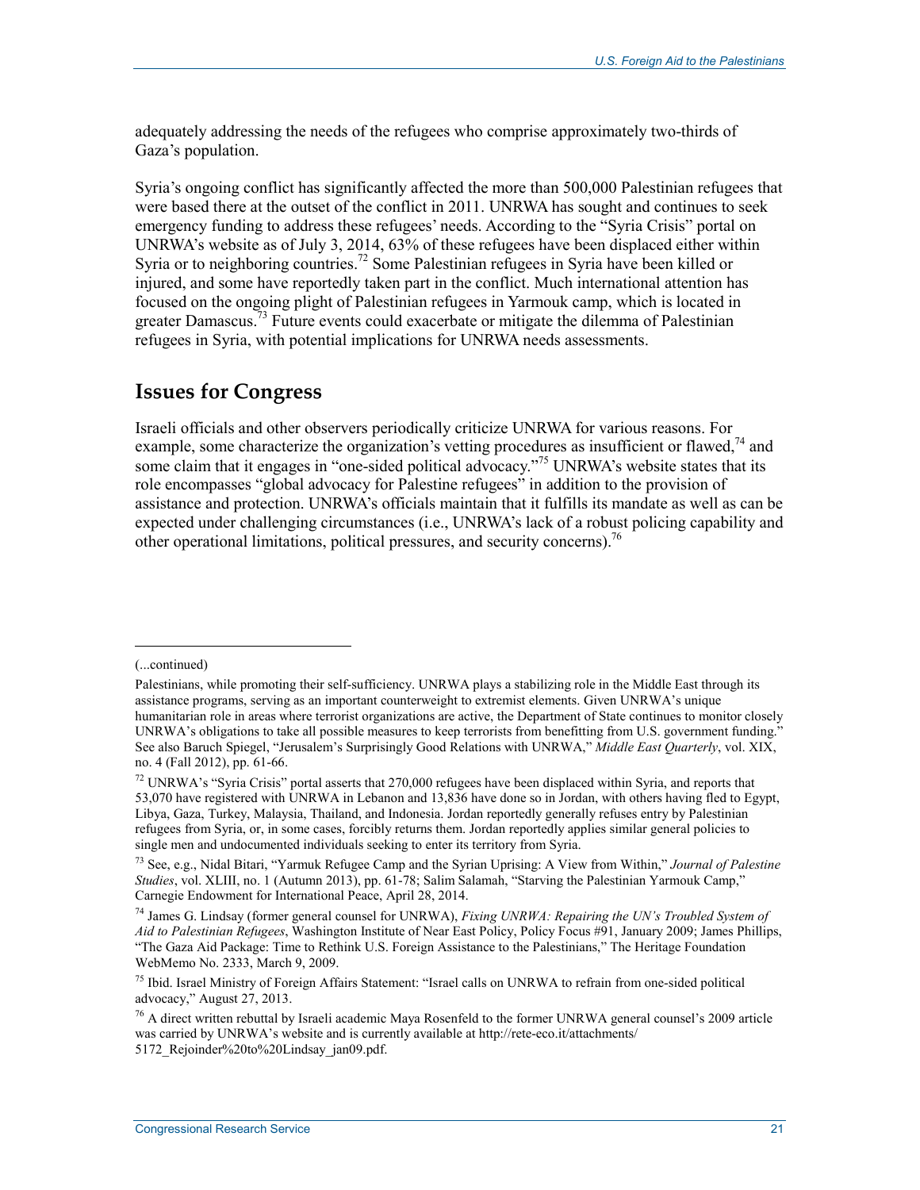adequately addressing the needs of the refugees who comprise approximately two-thirds of Gaza's population.

Syria's ongoing conflict has significantly affected the more than 500,000 Palestinian refugees that were based there at the outset of the conflict in 2011. UNRWA has sought and continues to seek emergency funding to address these refugees' needs. According to the "Syria Crisis" portal on UNRWA's website as of July 3, 2014, 63% of these refugees have been displaced either within Syria or to neighboring countries.[72] Some Palestinian refugees in Syria have been killed or injured, and some have reportedly taken part in the conflict. Much international attention has focused on the ongoing plight of Palestinian refugees in Yarmouk camp, which is located in greater Damascus.[73] Future events could exacerbate or mitigate the dilemma of Palestinian refugees in Syria, with potential implications for UNRWA needs assessments.

## Issues for Congress

Israeli officials and other observers periodically criticize UNRWA for various reasons. For example, some characterize the organization's vetting procedures as insufficient or flawed,[74] and some claim that it engages in "one-sided political advocacy."[75] UNRWA's website states that its role encompasses "global advocacy for Palestine refugees" in addition to the provision of assistance and protection. UNRWA's officials maintain that it fulfills its mandate as well as can be expected under challenging circumstances (i.e., UNRWA's lack of a robust policing capability and other operational limitations, political pressures, and security concerns).[76]

---

(...continued)

Palestinians, while promoting their self-sufficiency. UNRWA plays a stabilizing role in the Middle East through its assistance programs, serving as an important counterweight to extremist elements. Given UNRWA's unique humanitarian role in areas where terrorist organizations are active, the Department of State continues to monitor closely UNRWA's obligations to take all possible measures to keep terrorists from benefitting from U.S. government funding." See also Baruch Spiegel, "Jerusalem's Surprisingly Good Relations with UNRWA," *Middle East Quarterly*, vol. XIX, no. 4 (Fall 2012), pp. 61-66.

[72] UNRWA's "Syria Crisis" portal asserts that 270,000 refugees have been displaced within Syria, and reports that 53,070 have registered with UNRWA in Lebanon and 13,836 have done so in Jordan, with others having fled to Egypt, Libya, Gaza, Turkey, Malaysia, Thailand, and Indonesia. Jordan reportedly generally refuses entry by Palestinian refugees from Syria, or, in some cases, forcibly returns them. Jordan reportedly applies similar general policies to single men and undocumented individuals seeking to enter its territory from Syria.

[73] See, e.g., Nidal Bitari, "Yarmuk Refugee Camp and the Syrian Uprising: A View from Within," *Journal of Palestine Studies*, vol. XLIII, no. 1 (Autumn 2013), pp. 61-78; Salim Salamah, "Starving the Palestinian Yarmouk Camp," Carnegie Endowment for International Peace, April 28, 2014.

[74] James G. Lindsay (former general counsel for UNRWA), *Fixing UNRWA: Repairing the UN's Troubled System of Aid to Palestinian Refugees*, Washington Institute of Near East Policy, Policy Focus #91, January 2009; James Phillips, "The Gaza Aid Package: Time to Rethink U.S. Foreign Assistance to the Palestinians," The Heritage Foundation WebMemo No. 2333, March 9, 2009.

[75] Ibid. Israel Ministry of Foreign Affairs Statement: "Israel calls on UNRWA to refrain from one-sided political advocacy," August 27, 2013.

[76] A direct written rebuttal by Israeli academic Maya Rosenfeld to the former UNRWA general counsel's 2009 article was carried by UNRWA's website and is currently available at http://rete-eco.it/attachments/5172_Rejoinder%20to%20Lindsay_jan09.pdf.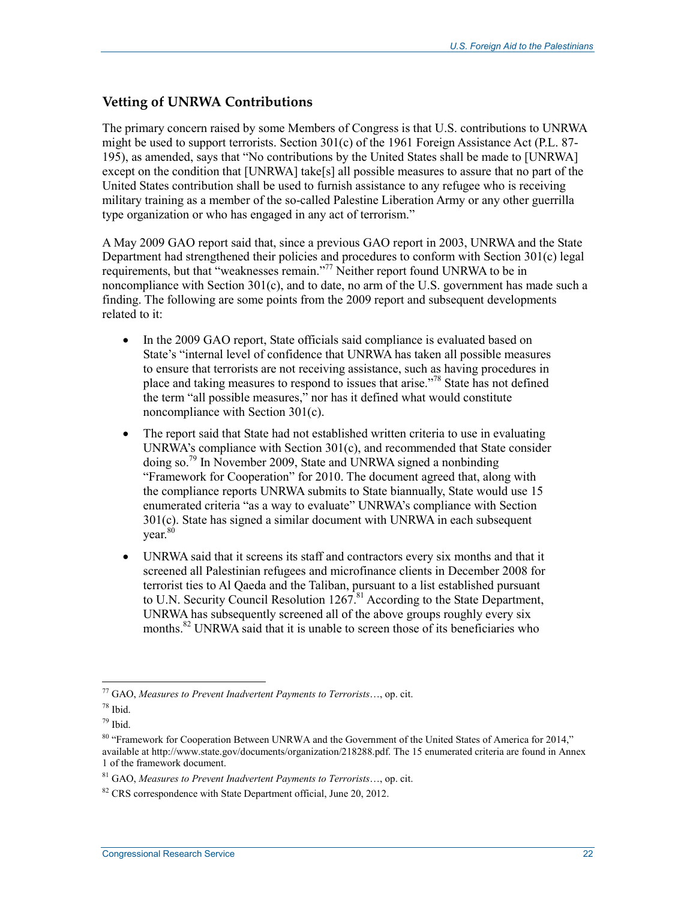## Vetting of UNRWA Contributions

The primary concern raised by some Members of Congress is that U.S. contributions to UNRWA might be used to support terrorists. Section 301(c) of the 1961 Foreign Assistance Act (P.L. 87-195), as amended, says that "No contributions by the United States shall be made to [UNRWA] except on the condition that [UNRWA] take[s] all possible measures to assure that no part of the United States contribution shall be used to furnish assistance to any refugee who is receiving military training as a member of the so-called Palestine Liberation Army or any other guerrilla type organization or who has engaged in any act of terrorism."

A May 2009 GAO report said that, since a previous GAO report in 2003, UNRWA and the State Department had strengthened their policies and procedures to conform with Section 301(c) legal requirements, but that "weaknesses remain."[77] Neither report found UNRWA to be in noncompliance with Section 301(c), and to date, no arm of the U.S. government has made such a finding. The following are some points from the 2009 report and subsequent developments related to it:

- In the 2009 GAO report, State officials said compliance is evaluated based on State's "internal level of confidence that UNRWA has taken all possible measures to ensure that terrorists are not receiving assistance, such as having procedures in place and taking measures to respond to issues that arise."[78] State has not defined the term "all possible measures," nor has it defined what would constitute noncompliance with Section 301(c).
- The report said that State had not established written criteria to use in evaluating UNRWA's compliance with Section 301(c), and recommended that State consider doing so.[79] In November 2009, State and UNRWA signed a nonbinding "Framework for Cooperation" for 2010. The document agreed that, along with the compliance reports UNRWA submits to State biannually, State would use 15 enumerated criteria "as a way to evaluate" UNRWA's compliance with Section 301(c). State has signed a similar document with UNRWA in each subsequent year.[80]
- UNRWA said that it screens its staff and contractors every six months and that it screened all Palestinian refugees and microfinance clients in December 2008 for terrorist ties to Al Qaeda and the Taliban, pursuant to a list established pursuant to U.N. Security Council Resolution 1267.[81] According to the State Department, UNRWA has subsequently screened all of the above groups roughly every six months.[82] UNRWA said that it is unable to screen those of its beneficiaries who

---

[77] GAO, *Measures to Prevent Inadvertent Payments to Terrorists*…, op. cit.

[78] Ibid.

[79] Ibid.

[80] "Framework for Cooperation Between UNRWA and the Government of the United States of America for 2014," available at http://www.state.gov/documents/organization/218288.pdf. The 15 enumerated criteria are found in Annex 1 of the framework document.

[81] GAO, *Measures to Prevent Inadvertent Payments to Terrorists*…, op. cit.

[82] CRS correspondence with State Department official, June 20, 2012.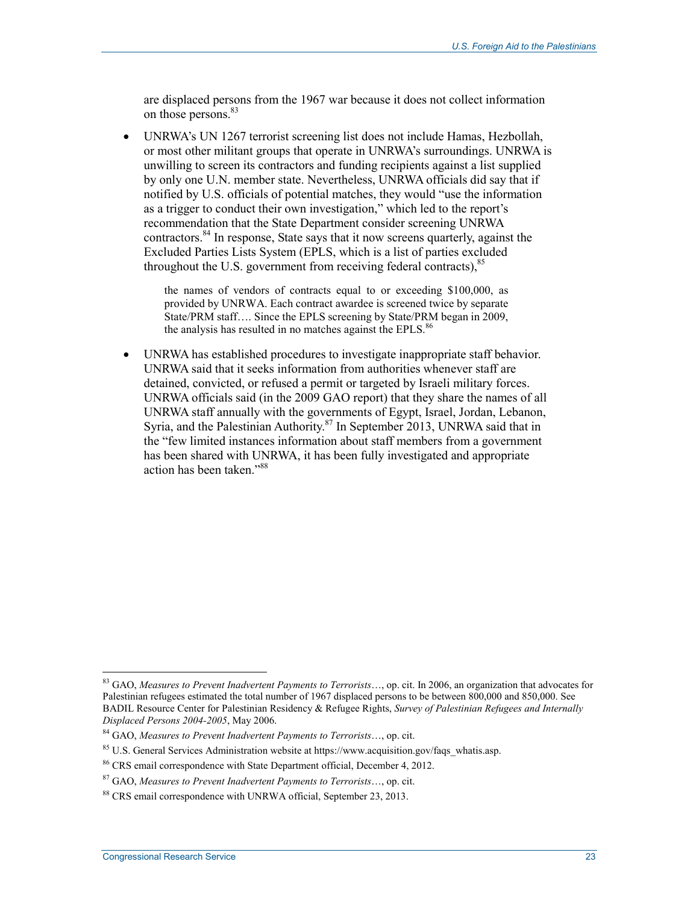are displaced persons from the 1967 war because it does not collect information on those persons.[83]

- UNRWA's UN 1267 terrorist screening list does not include Hamas, Hezbollah, or most other militant groups that operate in UNRWA's surroundings. UNRWA is unwilling to screen its contractors and funding recipients against a list supplied by only one U.N. member state. Nevertheless, UNRWA officials did say that if notified by U.S. officials of potential matches, they would "use the information as a trigger to conduct their own investigation," which led to the report's recommendation that the State Department consider screening UNRWA contractors.[84] In response, State says that it now screens quarterly, against the Excluded Parties Lists System (EPLS, which is a list of parties excluded throughout the U.S. government from receiving federal contracts),[85]

  > the names of vendors of contracts equal to or exceeding $100,000, as provided by UNRWA. Each contract awardee is screened twice by separate State/PRM staff…. Since the EPLS screening by State/PRM began in 2009, the analysis has resulted in no matches against the EPLS.[86]

- UNRWA has established procedures to investigate inappropriate staff behavior. UNRWA said that it seeks information from authorities whenever staff are detained, convicted, or refused a permit or targeted by Israeli military forces. UNRWA officials said (in the 2009 GAO report) that they share the names of all UNRWA staff annually with the governments of Egypt, Israel, Jordan, Lebanon, Syria, and the Palestinian Authority.[87] In September 2013, UNRWA said that in the "few limited instances information about staff members from a government has been shared with UNRWA, it has been fully investigated and appropriate action has been taken."[88]

---

[83] GAO, *Measures to Prevent Inadvertent Payments to Terrorists*…, op. cit. In 2006, an organization that advocates for Palestinian refugees estimated the total number of 1967 displaced persons to be between 800,000 and 850,000. See BADIL Resource Center for Palestinian Residency & Refugee Rights, *Survey of Palestinian Refugees and Internally Displaced Persons 2004-2005*, May 2006.

[84] GAO, *Measures to Prevent Inadvertent Payments to Terrorists*…, op. cit.

[85] U.S. General Services Administration website at https://www.acquisition.gov/faqs_whatis.asp.

[86] CRS email correspondence with State Department official, December 4, 2012.

[87] GAO, *Measures to Prevent Inadvertent Payments to Terrorists*…, op. cit.

[88] CRS email correspondence with UNRWA official, September 23, 2013.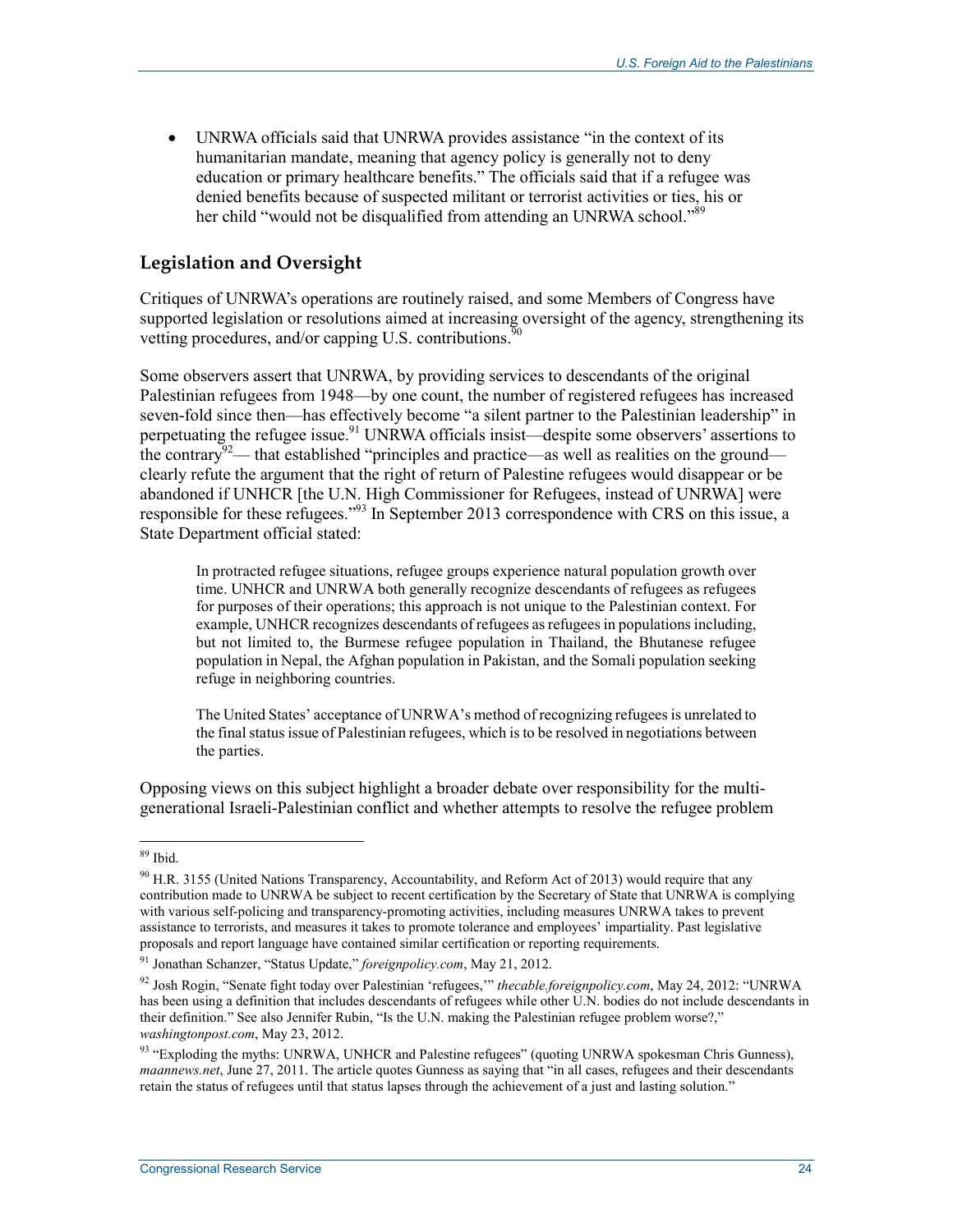- UNRWA officials said that UNRWA provides assistance "in the context of its humanitarian mandate, meaning that agency policy is generally not to deny education or primary healthcare benefits." The officials said that if a refugee was denied benefits because of suspected militant or terrorist activities or ties, his or her child "would not be disqualified from attending an UNRWA school."[89]

### Legislation and Oversight

Critiques of UNRWA's operations are routinely raised, and some Members of Congress have supported legislation or resolutions aimed at increasing oversight of the agency, strengthening its vetting procedures, and/or capping U.S. contributions.[90]

Some observers assert that UNRWA, by providing services to descendants of the original Palestinian refugees from 1948—by one count, the number of registered refugees has increased seven-fold since then—has effectively become "a silent partner to the Palestinian leadership" in perpetuating the refugee issue.[91] UNRWA officials insist—despite some observers' assertions to the contrary[92]— that established "principles and practice—as well as realities on the ground—clearly refute the argument that the right of return of Palestine refugees would disappear or be abandoned if UNHCR [the U.N. High Commissioner for Refugees, instead of UNRWA] were responsible for these refugees."[93] In September 2013 correspondence with CRS on this issue, a State Department official stated:

> In protracted refugee situations, refugee groups experience natural population growth over time. UNHCR and UNRWA both generally recognize descendants of refugees as refugees for purposes of their operations; this approach is not unique to the Palestinian context. For example, UNHCR recognizes descendants of refugees as refugees in populations including, but not limited to, the Burmese refugee population in Thailand, the Bhutanese refugee population in Nepal, the Afghan population in Pakistan, and the Somali population seeking refuge in neighboring countries.
>
> The United States' acceptance of UNRWA's method of recognizing refugees is unrelated to the final status issue of Palestinian refugees, which is to be resolved in negotiations between the parties.

Opposing views on this subject highlight a broader debate over responsibility for the multi-generational Israeli-Palestinian conflict and whether attempts to resolve the refugee problem

---

[89] Ibid.

[90] H.R. 3155 (United Nations Transparency, Accountability, and Reform Act of 2013) would require that any contribution made to UNRWA be subject to recent certification by the Secretary of State that UNRWA is complying with various self-policing and transparency-promoting activities, including measures UNRWA takes to prevent assistance to terrorists, and measures it takes to promote tolerance and employees' impartiality. Past legislative proposals and report language have contained similar certification or reporting requirements.

[91] Jonathan Schanzer, "Status Update," *foreignpolicy.com*, May 21, 2012.

[92] Josh Rogin, "Senate fight today over Palestinian 'refugees,'" *thecable.foreignpolicy.com*, May 24, 2012: "UNRWA has been using a definition that includes descendants of refugees while other U.N. bodies do not include descendants in their definition." See also Jennifer Rubin, "Is the U.N. making the Palestinian refugee problem worse?," *washingtonpost.com*, May 23, 2012.

[93] "Exploding the myths: UNRWA, UNHCR and Palestine refugees" (quoting UNRWA spokesman Chris Gunness), *maannews.net*, June 27, 2011. The article quotes Gunness as saying that "in all cases, refugees and their descendants retain the status of refugees until that status lapses through the achievement of a just and lasting solution."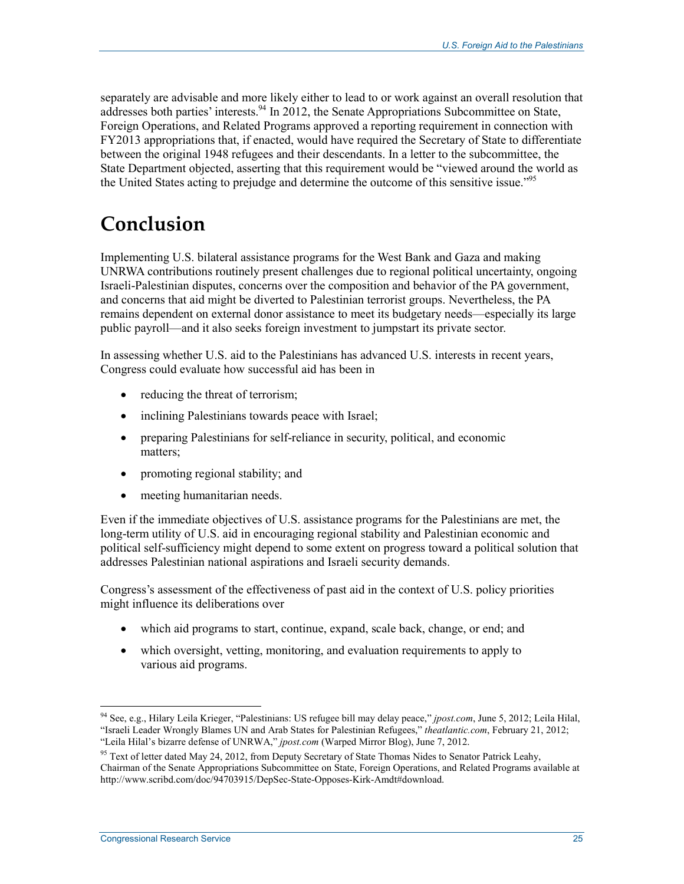separately are advisable and more likely either to lead to or work against an overall resolution that addresses both parties' interests.[94] In 2012, the Senate Appropriations Subcommittee on State, Foreign Operations, and Related Programs approved a reporting requirement in connection with FY2013 appropriations that, if enacted, would have required the Secretary of State to differentiate between the original 1948 refugees and their descendants. In a letter to the subcommittee, the State Department objected, asserting that this requirement would be "viewed around the world as the United States acting to prejudge and determine the outcome of this sensitive issue."[95]

# Conclusion

Implementing U.S. bilateral assistance programs for the West Bank and Gaza and making UNRWA contributions routinely present challenges due to regional political uncertainty, ongoing Israeli-Palestinian disputes, concerns over the composition and behavior of the PA government, and concerns that aid might be diverted to Palestinian terrorist groups. Nevertheless, the PA remains dependent on external donor assistance to meet its budgetary needs—especially its large public payroll—and it also seeks foreign investment to jumpstart its private sector.

In assessing whether U.S. aid to the Palestinians has advanced U.S. interests in recent years, Congress could evaluate how successful aid has been in

- reducing the threat of terrorism;
- inclining Palestinians towards peace with Israel;
- preparing Palestinians for self-reliance in security, political, and economic matters;
- promoting regional stability; and
- meeting humanitarian needs.

Even if the immediate objectives of U.S. assistance programs for the Palestinians are met, the long-term utility of U.S. aid in encouraging regional stability and Palestinian economic and political self-sufficiency might depend to some extent on progress toward a political solution that addresses Palestinian national aspirations and Israeli security demands.

Congress's assessment of the effectiveness of past aid in the context of U.S. policy priorities might influence its deliberations over

- which aid programs to start, continue, expand, scale back, change, or end; and
- which oversight, vetting, monitoring, and evaluation requirements to apply to various aid programs.

---

[94] See, e.g., Hilary Leila Krieger, "Palestinians: US refugee bill may delay peace," *jpost.com*, June 5, 2012; Leila Hilal, "Israeli Leader Wrongly Blames UN and Arab States for Palestinian Refugees," *theatlantic.com*, February 21, 2012; "Leila Hilal's bizarre defense of UNRWA," *jpost.com* (Warped Mirror Blog), June 7, 2012.

[95] Text of letter dated May 24, 2012, from Deputy Secretary of State Thomas Nides to Senator Patrick Leahy, Chairman of the Senate Appropriations Subcommittee on State, Foreign Operations, and Related Programs available at http://www.scribd.com/doc/94703915/DepSec-State-Opposes-Kirk-Amdt#download.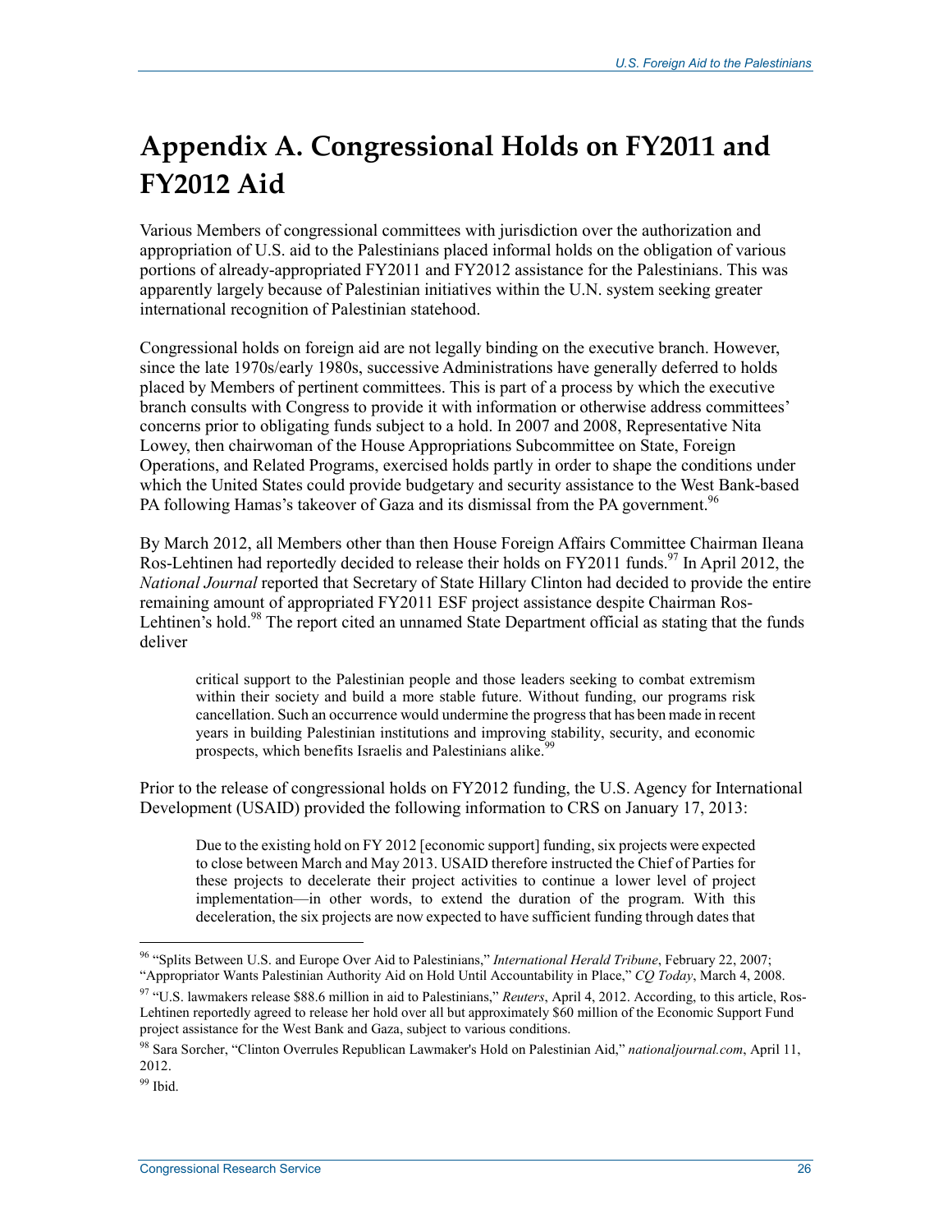# Appendix A. Congressional Holds on FY2011 and FY2012 Aid

Various Members of congressional committees with jurisdiction over the authorization and appropriation of U.S. aid to the Palestinians placed informal holds on the obligation of various portions of already-appropriated FY2011 and FY2012 assistance for the Palestinians. This was apparently largely because of Palestinian initiatives within the U.N. system seeking greater international recognition of Palestinian statehood.

Congressional holds on foreign aid are not legally binding on the executive branch. However, since the late 1970s/early 1980s, successive Administrations have generally deferred to holds placed by Members of pertinent committees. This is part of a process by which the executive branch consults with Congress to provide it with information or otherwise address committees' concerns prior to obligating funds subject to a hold. In 2007 and 2008, Representative Nita Lowey, then chairwoman of the House Appropriations Subcommittee on State, Foreign Operations, and Related Programs, exercised holds partly in order to shape the conditions under which the United States could provide budgetary and security assistance to the West Bank-based PA following Hamas's takeover of Gaza and its dismissal from the PA government.[96]

By March 2012, all Members other than then House Foreign Affairs Committee Chairman Ileana Ros-Lehtinen had reportedly decided to release their holds on FY2011 funds.[97] In April 2012, the *National Journal* reported that Secretary of State Hillary Clinton had decided to provide the entire remaining amount of appropriated FY2011 ESF project assistance despite Chairman Ros-Lehtinen's hold.[98] The report cited an unnamed State Department official as stating that the funds deliver

> critical support to the Palestinian people and those leaders seeking to combat extremism within their society and build a more stable future. Without funding, our programs risk cancellation. Such an occurrence would undermine the progress that has been made in recent years in building Palestinian institutions and improving stability, security, and economic prospects, which benefits Israelis and Palestinians alike.[99]

Prior to the release of congressional holds on FY2012 funding, the U.S. Agency for International Development (USAID) provided the following information to CRS on January 17, 2013:

> Due to the existing hold on FY 2012 [economic support] funding, six projects were expected to close between March and May 2013. USAID therefore instructed the Chief of Parties for these projects to decelerate their project activities to continue a lower level of project implementation—in other words, to extend the duration of the program. With this deceleration, the six projects are now expected to have sufficient funding through dates that

---

[96] "Splits Between U.S. and Europe Over Aid to Palestinians," *International Herald Tribune*, February 22, 2007; "Appropriator Wants Palestinian Authority Aid on Hold Until Accountability in Place," *CQ Today*, March 4, 2008.

[97] "U.S. lawmakers release $88.6 million in aid to Palestinians," *Reuters*, April 4, 2012. According, to this article, Ros-Lehtinen reportedly agreed to release her hold over all but approximately $60 million of the Economic Support Fund project assistance for the West Bank and Gaza, subject to various conditions.

[98] Sara Sorcher, "Clinton Overrules Republican Lawmaker's Hold on Palestinian Aid," *nationaljournal.com*, April 11, 2012.

[99] Ibid.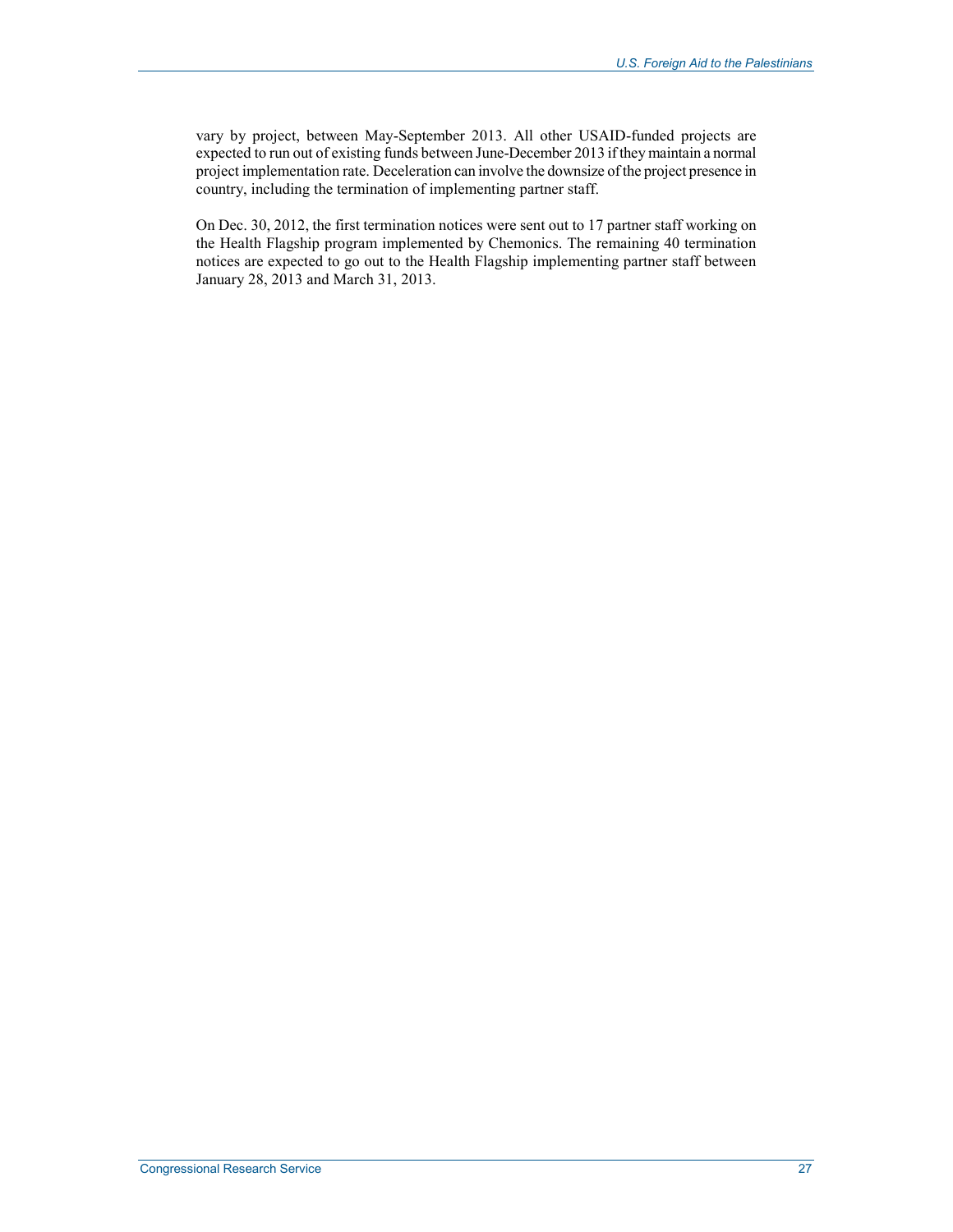vary by project, between May-September 2013. All other USAID-funded projects are expected to run out of existing funds between June-December 2013 if they maintain a normal project implementation rate. Deceleration can involve the downsize of the project presence in country, including the termination of implementing partner staff.

On Dec. 30, 2012, the first termination notices were sent out to 17 partner staff working on the Health Flagship program implemented by Chemonics. The remaining 40 termination notices are expected to go out to the Health Flagship implementing partner staff between January 28, 2013 and March 31, 2013.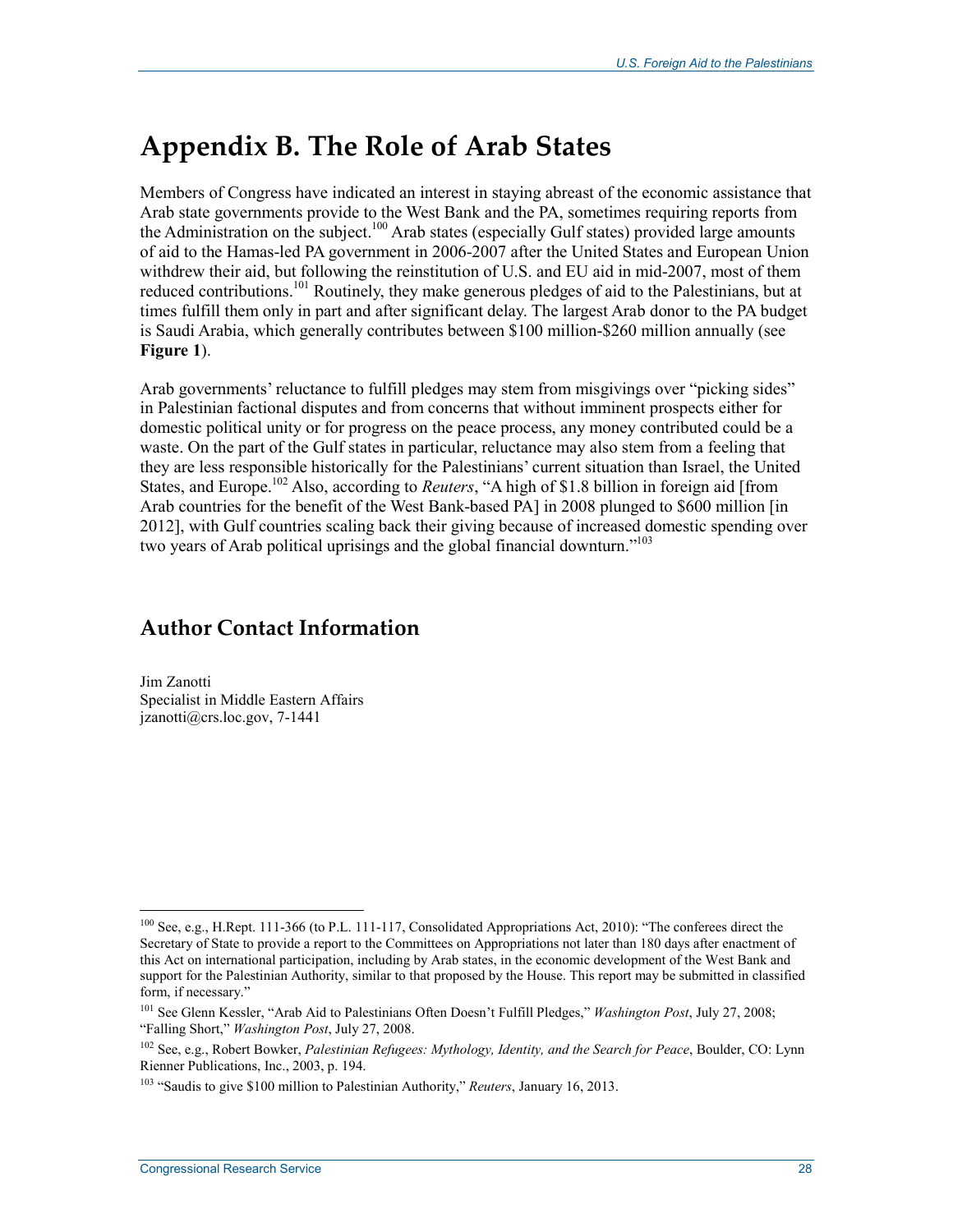# Appendix B. The Role of Arab States

Members of Congress have indicated an interest in staying abreast of the economic assistance that Arab state governments provide to the West Bank and the PA, sometimes requiring reports from the Administration on the subject.[100] Arab states (especially Gulf states) provided large amounts of aid to the Hamas-led PA government in 2006-2007 after the United States and European Union withdrew their aid, but following the reinstitution of U.S. and EU aid in mid-2007, most of them reduced contributions.[101] Routinely, they make generous pledges of aid to the Palestinians, but at times fulfill them only in part and after significant delay. The largest Arab donor to the PA budget is Saudi Arabia, which generally contributes between $100 million-$260 million annually (see **Figure 1**).

Arab governments' reluctance to fulfill pledges may stem from misgivings over "picking sides" in Palestinian factional disputes and from concerns that without imminent prospects either for domestic political unity or for progress on the peace process, any money contributed could be a waste. On the part of the Gulf states in particular, reluctance may also stem from a feeling that they are less responsible historically for the Palestinians' current situation than Israel, the United States, and Europe.[102] Also, according to *Reuters*, "A high of $1.8 billion in foreign aid [from Arab countries for the benefit of the West Bank-based PA] in 2008 plunged to $600 million [in 2012], with Gulf countries scaling back their giving because of increased domestic spending over two years of Arab political uprisings and the global financial downturn."[103]

## Author Contact Information

Jim Zanotti
Specialist in Middle Eastern Affairs
jzanotti@crs.loc.gov, 7-1441

---

[100] See, e.g., H.Rept. 111-366 (to P.L. 111-117, Consolidated Appropriations Act, 2010): "The conferees direct the Secretary of State to provide a report to the Committees on Appropriations not later than 180 days after enactment of this Act on international participation, including by Arab states, in the economic development of the West Bank and support for the Palestinian Authority, similar to that proposed by the House. This report may be submitted in classified form, if necessary."

[101] See Glenn Kessler, "Arab Aid to Palestinians Often Doesn't Fulfill Pledges," *Washington Post*, July 27, 2008; "Falling Short," *Washington Post*, July 27, 2008.

[102] See, e.g., Robert Bowker, *Palestinian Refugees: Mythology, Identity, and the Search for Peace*, Boulder, CO: Lynn Rienner Publications, Inc., 2003, p. 194.

[103] "Saudis to give $100 million to Palestinian Authority," *Reuters*, January 16, 2013.